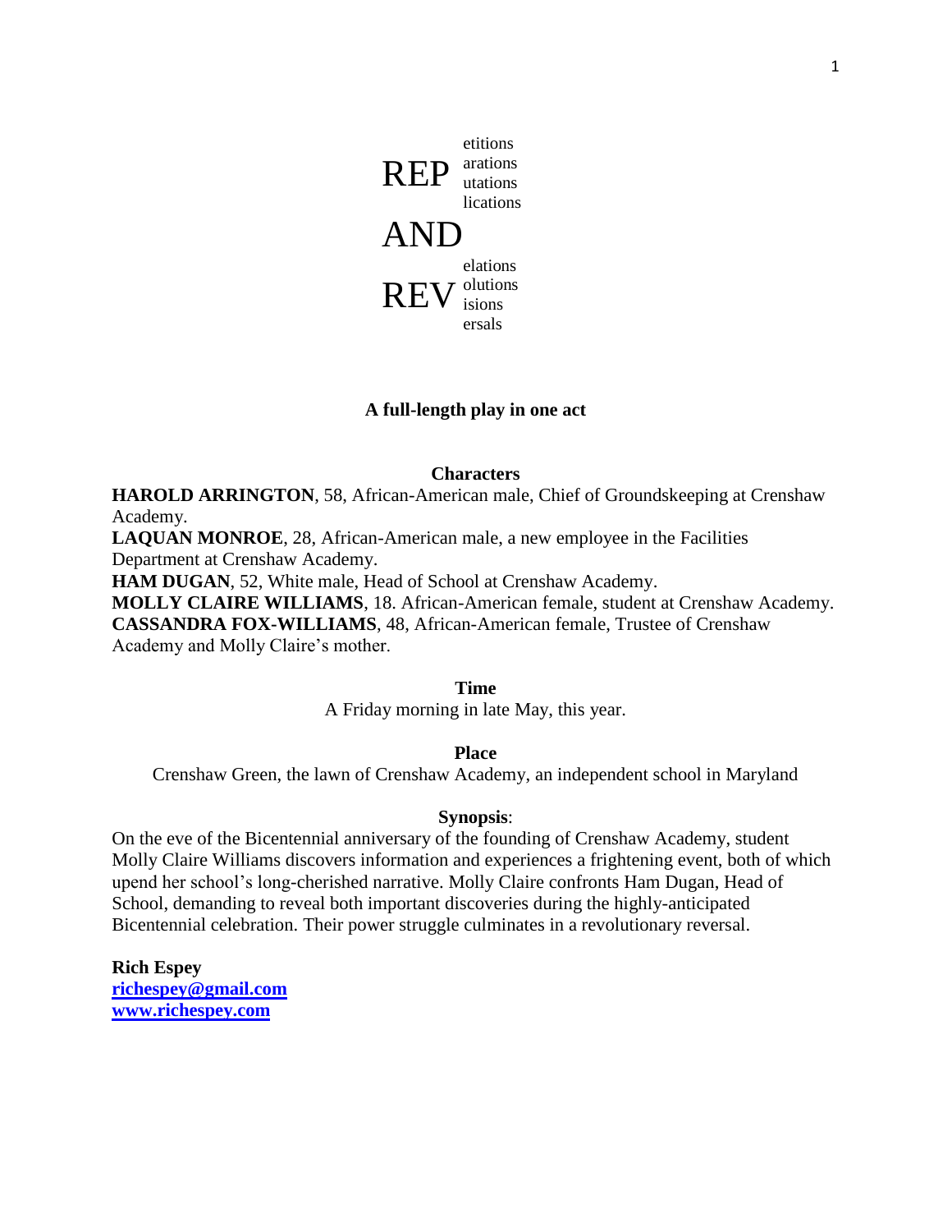# REP (etitions / arations / utations / lications) AND REV (elations / olutions / isions / ersals)

**A full-length play in one act**

**Characters**

**HAROLD ARRINGTON**, 58, African-American male, Chief of Groundskeeping at Crenshaw Academy.
**LAQUAN MONROE**, 28, African-American male, a new employee in the Facilities Department at Crenshaw Academy.
**HAM DUGAN**, 52, White male, Head of School at Crenshaw Academy.
**MOLLY CLAIRE WILLIAMS**, 18. African-American female, student at Crenshaw Academy.
**CASSANDRA FOX-WILLIAMS**, 48, African-American female, Trustee of Crenshaw Academy and Molly Claire's mother.

**Time**

A Friday morning in late May, this year.

**Place**

Crenshaw Green, the lawn of Crenshaw Academy, an independent school in Maryland

**Synopsis**:

On the eve of the Bicentennial anniversary of the founding of Crenshaw Academy, student Molly Claire Williams discovers information and experiences a frightening event, both of which upend her school's long-cherished narrative. Molly Claire confronts Ham Dugan, Head of School, demanding to reveal both important discoveries during the highly-anticipated Bicentennial celebration. Their power struggle culminates in a revolutionary reversal.

**Rich Espey**
richespey@gmail.com
www.richespey.com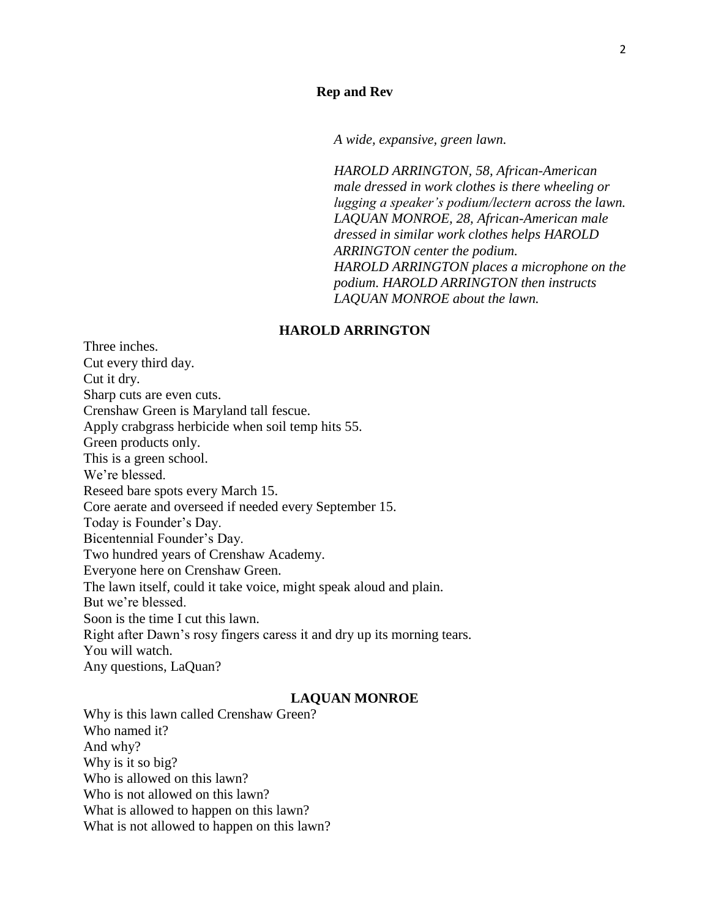**Rep and Rev**

*A wide, expansive, green lawn.*

*HAROLD ARRINGTON, 58, African-American male dressed in work clothes is there wheeling or lugging a speaker's podium/lectern across the lawn. LAQUAN MONROE, 28, African-American male dressed in similar work clothes helps HAROLD ARRINGTON center the podium.*
*HAROLD ARRINGTON places a microphone on the podium. HAROLD ARRINGTON then instructs LAQUAN MONROE about the lawn.*

**HAROLD ARRINGTON**

Three inches.
Cut every third day.
Cut it dry.
Sharp cuts are even cuts.
Crenshaw Green is Maryland tall fescue.
Apply crabgrass herbicide when soil temp hits 55.
Green products only.
This is a green school.
We're blessed.
Reseed bare spots every March 15.
Core aerate and overseed if needed every September 15.
Today is Founder's Day.
Bicentennial Founder's Day.
Two hundred years of Crenshaw Academy.
Everyone here on Crenshaw Green.
The lawn itself, could it take voice, might speak aloud and plain.
But we're blessed.
Soon is the time I cut this lawn.
Right after Dawn's rosy fingers caress it and dry up its morning tears.
You will watch.
Any questions, LaQuan?

**LAQUAN MONROE**

Why is this lawn called Crenshaw Green?
Who named it?
And why?
Why is it so big?
Who is allowed on this lawn?
Who is not allowed on this lawn?
What is allowed to happen on this lawn?
What is not allowed to happen on this lawn?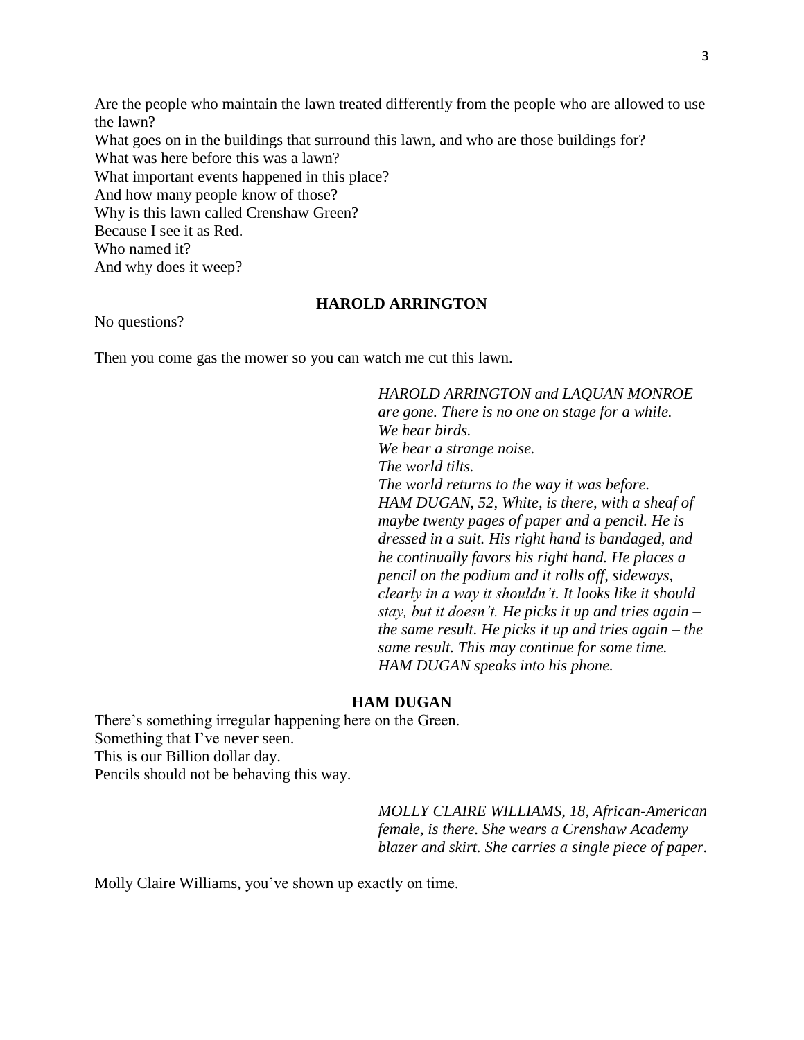Are the people who maintain the lawn treated differently from the people who are allowed to use the lawn?
What goes on in the buildings that surround this lawn, and who are those buildings for?
What was here before this was a lawn?
What important events happened in this place?
And how many people know of those?
Why is this lawn called Crenshaw Green?
Because I see it as Red.
Who named it?
And why does it weep?

**HAROLD ARRINGTON**

No questions?

Then you come gas the mower so you can watch me cut this lawn.

*HAROLD ARRINGTON and LAQUAN MONROE are gone. There is no one on stage for a while.*
*We hear birds.*
*We hear a strange noise.*
*The world tilts.*
*The world returns to the way it was before.*
*HAM DUGAN, 52, White, is there, with a sheaf of maybe twenty pages of paper and a pencil. He is dressed in a suit. His right hand is bandaged, and he continually favors his right hand. He places a pencil on the podium and it rolls off, sideways, clearly in a way it shouldn't. It looks like it should stay, but it doesn't. He picks it up and tries again – the same result. He picks it up and tries again – the same result. This may continue for some time.*
*HAM DUGAN speaks into his phone.*

**HAM DUGAN**

There's something irregular happening here on the Green.
Something that I've never seen.
This is our Billion dollar day.
Pencils should not be behaving this way.

*MOLLY CLAIRE WILLIAMS, 18, African-American female, is there. She wears a Crenshaw Academy blazer and skirt. She carries a single piece of paper.*

Molly Claire Williams, you've shown up exactly on time.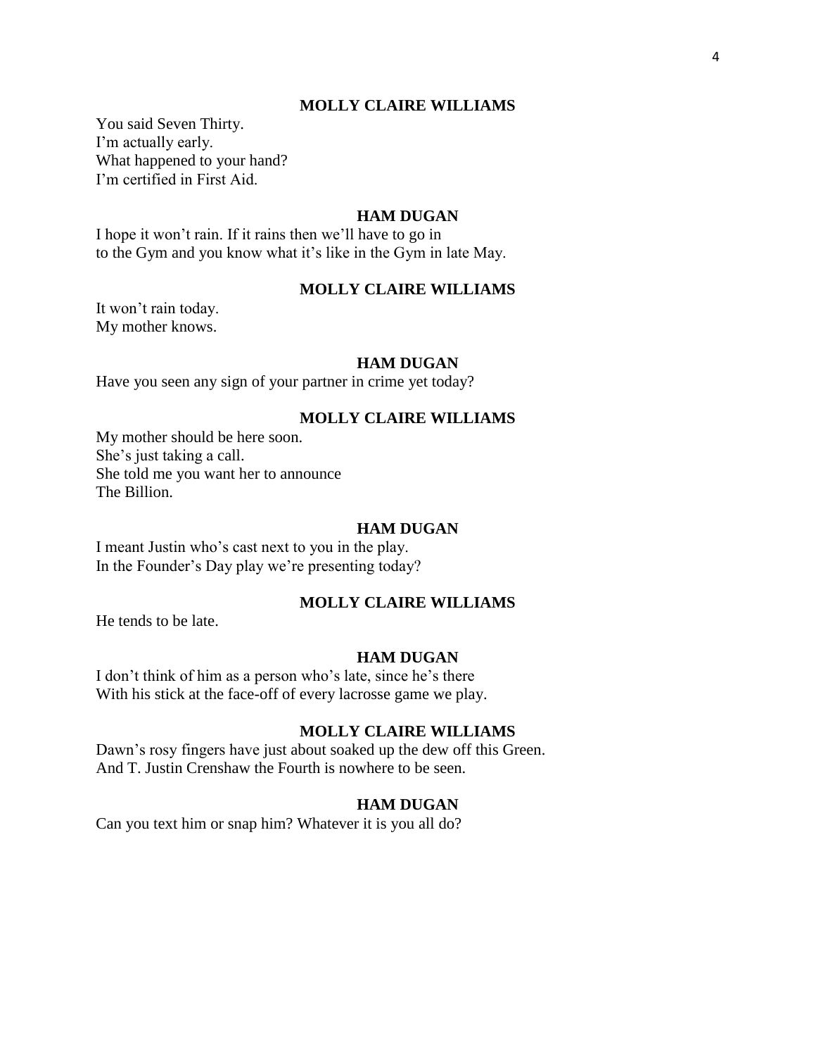**MOLLY CLAIRE WILLIAMS**

You said Seven Thirty.
I'm actually early.
What happened to your hand?
I'm certified in First Aid.

**HAM DUGAN**

I hope it won't rain. If it rains then we'll have to go in
to the Gym and you know what it's like in the Gym in late May.

**MOLLY CLAIRE WILLIAMS**

It won't rain today.
My mother knows.

**HAM DUGAN**

Have you seen any sign of your partner in crime yet today?

**MOLLY CLAIRE WILLIAMS**

My mother should be here soon.
She's just taking a call.
She told me you want her to announce
The Billion.

**HAM DUGAN**

I meant Justin who's cast next to you in the play.
In the Founder's Day play we're presenting today?

**MOLLY CLAIRE WILLIAMS**

He tends to be late.

**HAM DUGAN**

I don't think of him as a person who's late, since he's there
With his stick at the face-off of every lacrosse game we play.

**MOLLY CLAIRE WILLIAMS**

Dawn's rosy fingers have just about soaked up the dew off this Green.
And T. Justin Crenshaw the Fourth is nowhere to be seen.

**HAM DUGAN**

Can you text him or snap him? Whatever it is you all do?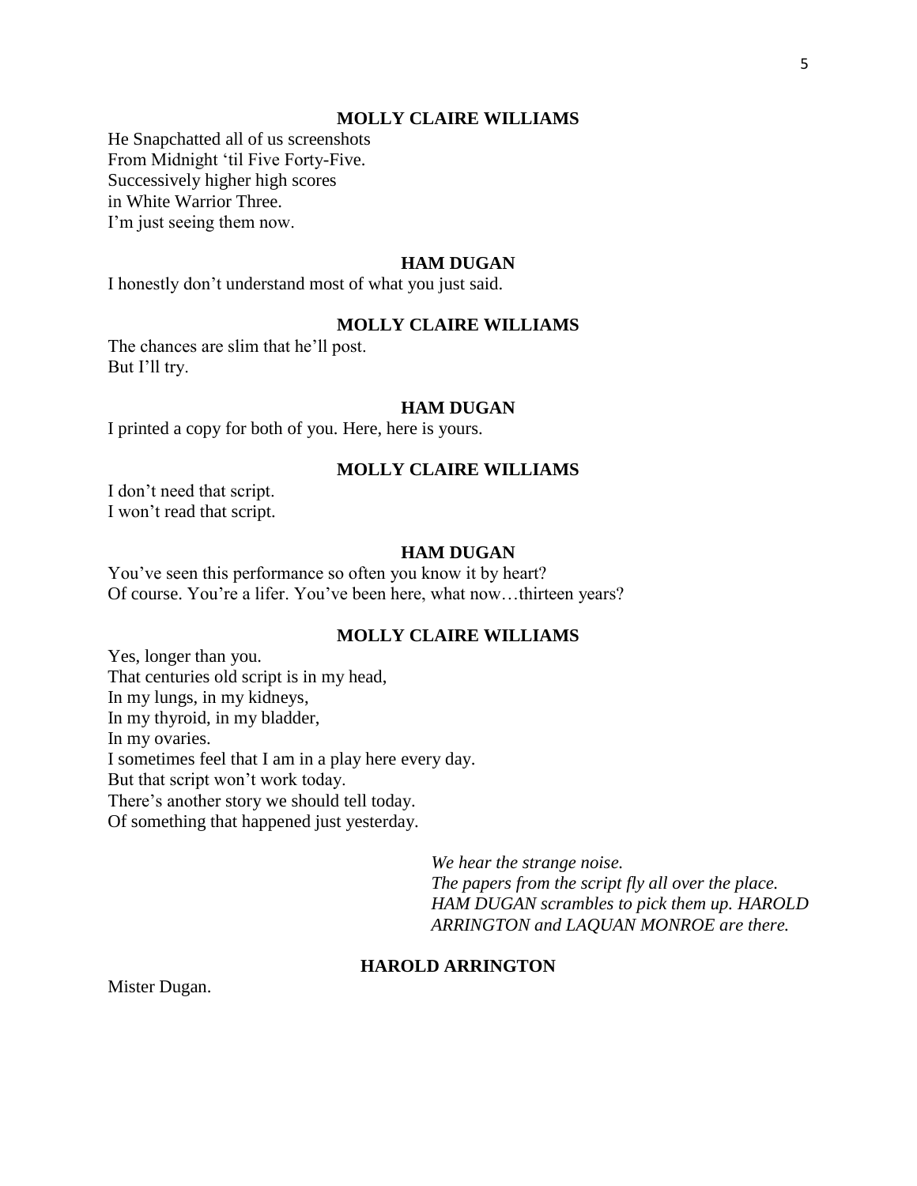**MOLLY CLAIRE WILLIAMS**

He Snapchatted all of us screenshots
From Midnight 'til Five Forty-Five.
Successively higher high scores
in White Warrior Three.
I'm just seeing them now.

**HAM DUGAN**

I honestly don't understand most of what you just said.

**MOLLY CLAIRE WILLIAMS**

The chances are slim that he'll post.
But I'll try.

**HAM DUGAN**

I printed a copy for both of you. Here, here is yours.

**MOLLY CLAIRE WILLIAMS**

I don't need that script.
I won't read that script.

**HAM DUGAN**

You've seen this performance so often you know it by heart?
Of course. You're a lifer. You've been here, what now…thirteen years?

**MOLLY CLAIRE WILLIAMS**

Yes, longer than you.
That centuries old script is in my head,
In my lungs, in my kidneys,
In my thyroid, in my bladder,
In my ovaries.
I sometimes feel that I am in a play here every day.
But that script won't work today.
There's another story we should tell today.
Of something that happened just yesterday.

*We hear the strange noise.*
*The papers from the script fly all over the place.*
*HAM DUGAN scrambles to pick them up. HAROLD ARRINGTON and LAQUAN MONROE are there.*

**HAROLD ARRINGTON**

Mister Dugan.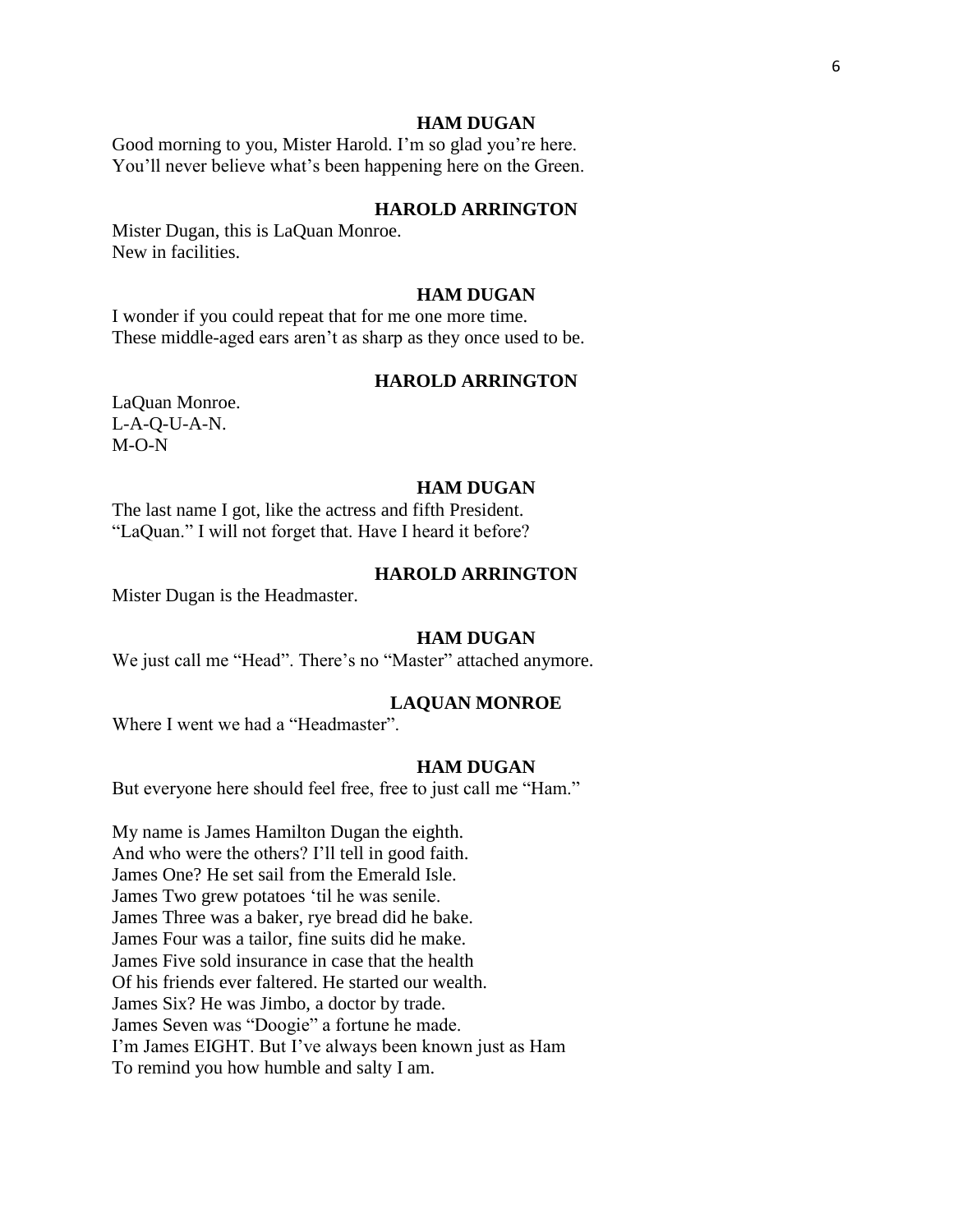**HAM DUGAN**

Good morning to you, Mister Harold. I'm so glad you're here.
You'll never believe what's been happening here on the Green.

**HAROLD ARRINGTON**

Mister Dugan, this is LaQuan Monroe.
New in facilities.

**HAM DUGAN**

I wonder if you could repeat that for me one more time.
These middle-aged ears aren't as sharp as they once used to be.

**HAROLD ARRINGTON**

LaQuan Monroe.
L-A-Q-U-A-N.
M-O-N

**HAM DUGAN**

The last name I got, like the actress and fifth President.
"LaQuan." I will not forget that. Have I heard it before?

**HAROLD ARRINGTON**

Mister Dugan is the Headmaster.

**HAM DUGAN**

We just call me "Head". There's no "Master" attached anymore.

**LAQUAN MONROE**

Where I went we had a "Headmaster".

**HAM DUGAN**

But everyone here should feel free, free to just call me "Ham."

My name is James Hamilton Dugan the eighth.
And who were the others? I'll tell in good faith.
James One? He set sail from the Emerald Isle.
James Two grew potatoes 'til he was senile.
James Three was a baker, rye bread did he bake.
James Four was a tailor, fine suits did he make.
James Five sold insurance in case that the health
Of his friends ever faltered. He started our wealth.
James Six? He was Jimbo, a doctor by trade.
James Seven was "Doogie" a fortune he made.
I'm James EIGHT. But I've always been known just as Ham
To remind you how humble and salty I am.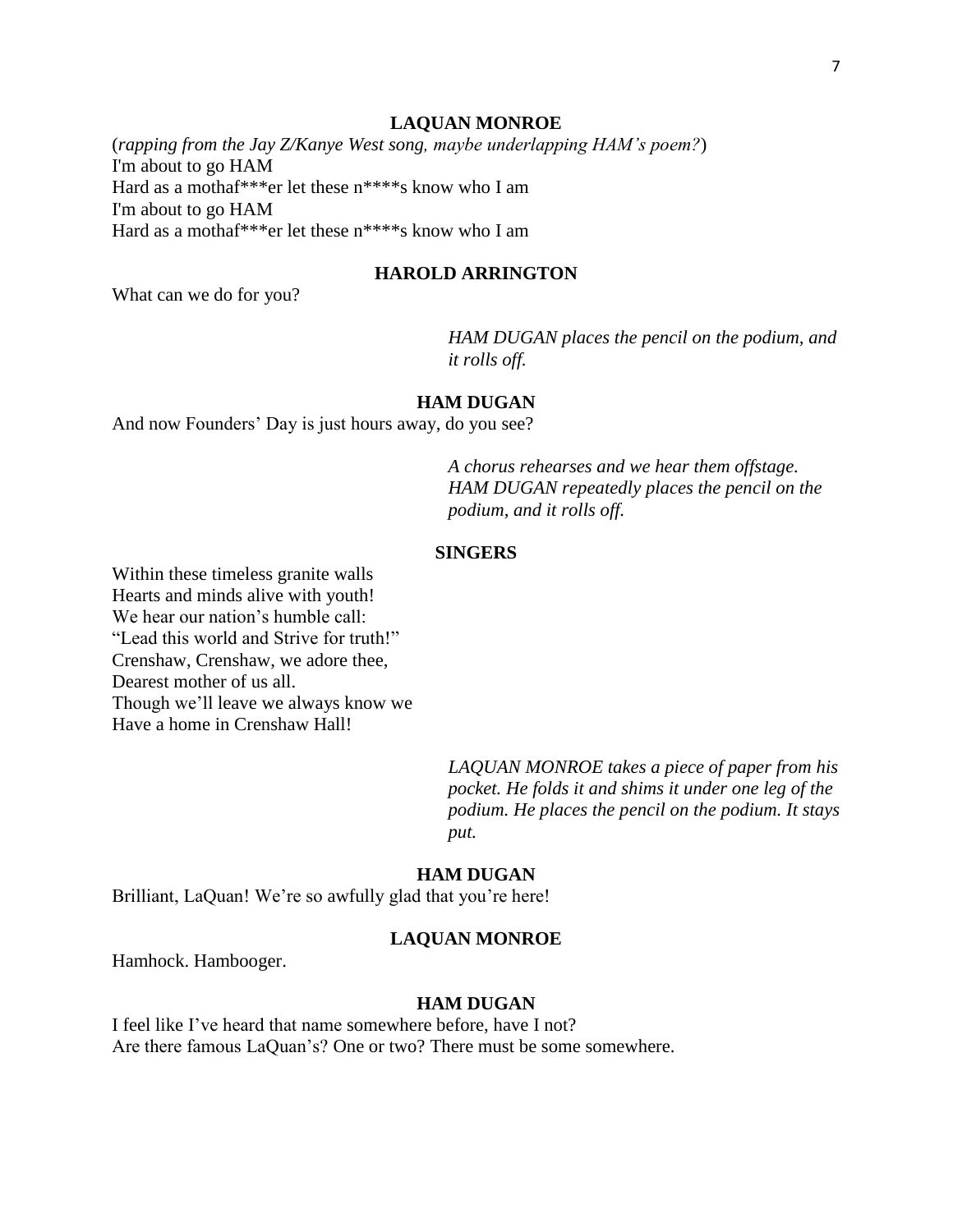**LAQUAN MONROE**

(*rapping from the Jay Z/Kanye West song, maybe underlapping HAM's poem?*)
I'm about to go HAM
Hard as a mothaf***er let these n****s know who I am
I'm about to go HAM
Hard as a mothaf***er let these n****s know who I am

**HAROLD ARRINGTON**

What can we do for you?

*HAM DUGAN places the pencil on the podium, and it rolls off.*

**HAM DUGAN**

And now Founders' Day is just hours away, do you see?

*A chorus rehearses and we hear them offstage. HAM DUGAN repeatedly places the pencil on the podium, and it rolls off.*

**SINGERS**

Within these timeless granite walls
Hearts and minds alive with youth!
We hear our nation's humble call:
"Lead this world and Strive for truth!"
Crenshaw, Crenshaw, we adore thee,
Dearest mother of us all.
Though we'll leave we always know we
Have a home in Crenshaw Hall!

*LAQUAN MONROE takes a piece of paper from his pocket. He folds it and shims it under one leg of the podium. He places the pencil on the podium. It stays put.*

**HAM DUGAN**

Brilliant, LaQuan! We're so awfully glad that you're here!

**LAQUAN MONROE**

Hamhock. Hambooger.

**HAM DUGAN**

I feel like I've heard that name somewhere before, have I not?
Are there famous LaQuan's? One or two? There must be some somewhere.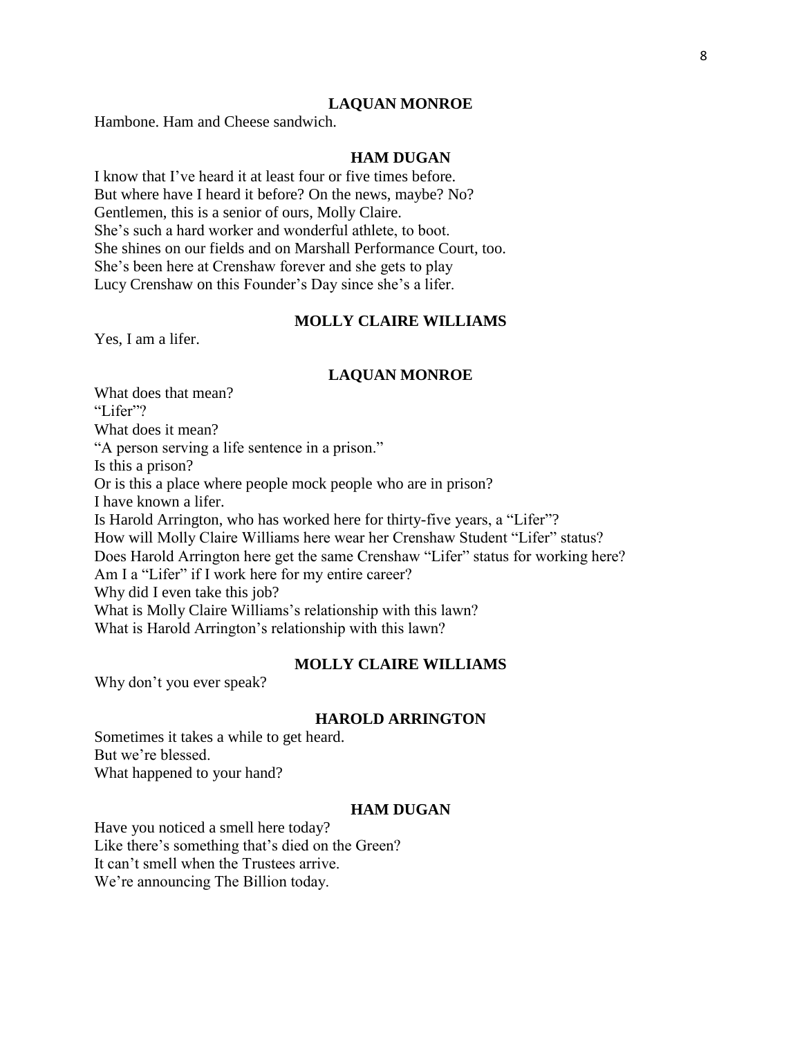**LAQUAN MONROE**

Hambone. Ham and Cheese sandwich.

**HAM DUGAN**

I know that I've heard it at least four or five times before.
But where have I heard it before? On the news, maybe? No?
Gentlemen, this is a senior of ours, Molly Claire.
She's such a hard worker and wonderful athlete, to boot.
She shines on our fields and on Marshall Performance Court, too.
She's been here at Crenshaw forever and she gets to play
Lucy Crenshaw on this Founder's Day since she's a lifer.

**MOLLY CLAIRE WILLIAMS**

Yes, I am a lifer.

**LAQUAN MONROE**

What does that mean?
"Lifer"?
What does it mean?
"A person serving a life sentence in a prison."
Is this a prison?
Or is this a place where people mock people who are in prison?
I have known a lifer.
Is Harold Arrington, who has worked here for thirty-five years, a "Lifer"?
How will Molly Claire Williams here wear her Crenshaw Student "Lifer" status?
Does Harold Arrington here get the same Crenshaw "Lifer" status for working here?
Am I a "Lifer" if I work here for my entire career?
Why did I even take this job?
What is Molly Claire Williams's relationship with this lawn?
What is Harold Arrington's relationship with this lawn?

**MOLLY CLAIRE WILLIAMS**

Why don't you ever speak?

**HAROLD ARRINGTON**

Sometimes it takes a while to get heard.
But we're blessed.
What happened to your hand?

**HAM DUGAN**

Have you noticed a smell here today?
Like there's something that's died on the Green?
It can't smell when the Trustees arrive.
We're announcing The Billion today.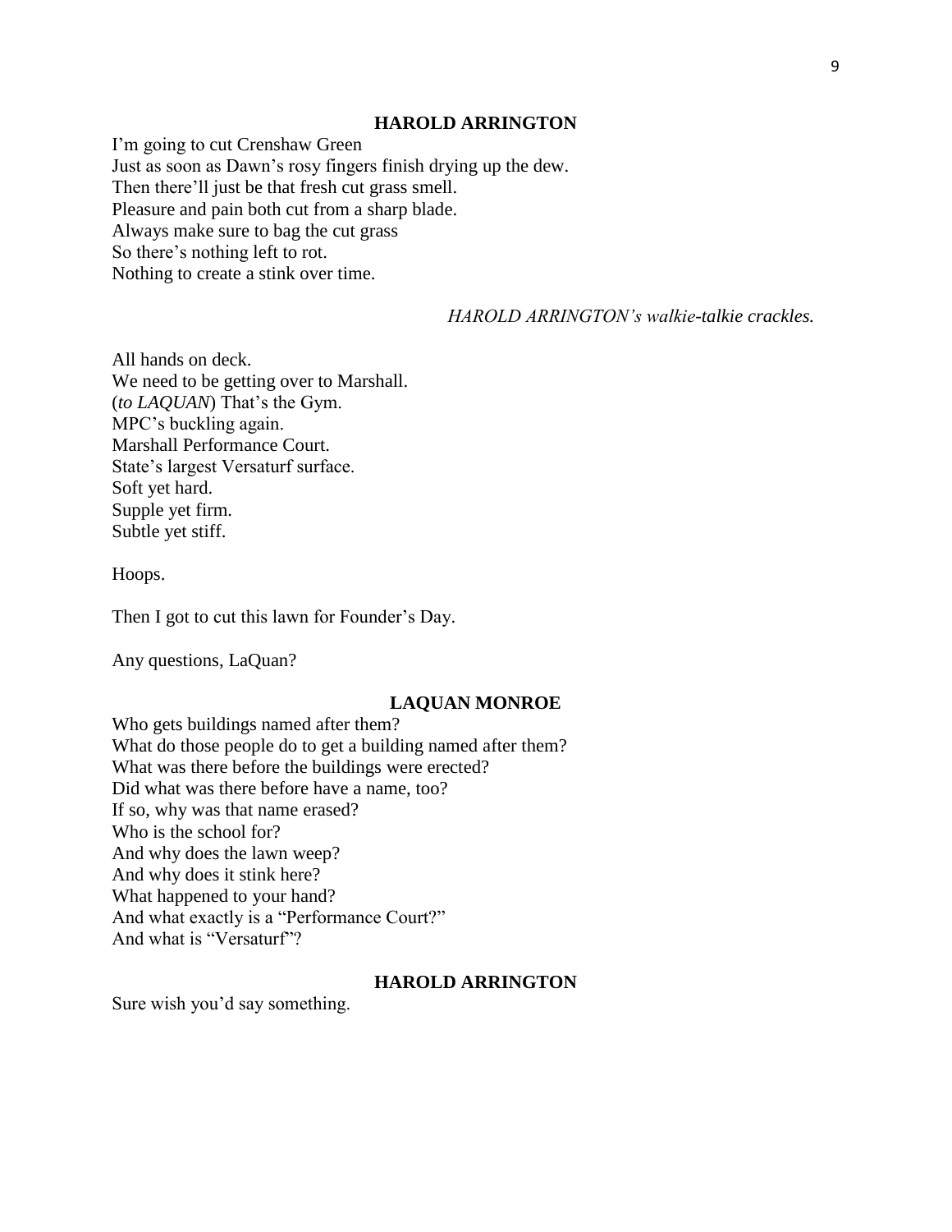**HAROLD ARRINGTON**

I'm going to cut Crenshaw Green
Just as soon as Dawn's rosy fingers finish drying up the dew.
Then there'll just be that fresh cut grass smell.
Pleasure and pain both cut from a sharp blade.
Always make sure to bag the cut grass
So there's nothing left to rot.
Nothing to create a stink over time.

*HAROLD ARRINGTON's walkie-talkie crackles.*

All hands on deck.
We need to be getting over to Marshall.
(*to LAQUAN*) That's the Gym.
MPC's buckling again.
Marshall Performance Court.
State's largest Versaturf surface.
Soft yet hard.
Supple yet firm.
Subtle yet stiff.

Hoops.

Then I got to cut this lawn for Founder's Day.

Any questions, LaQuan?

**LAQUAN MONROE**

Who gets buildings named after them?
What do those people do to get a building named after them?
What was there before the buildings were erected?
Did what was there before have a name, too?
If so, why was that name erased?
Who is the school for?
And why does the lawn weep?
And why does it stink here?
What happened to your hand?
And what exactly is a "Performance Court?"
And what is "Versaturf"?

**HAROLD ARRINGTON**

Sure wish you'd say something.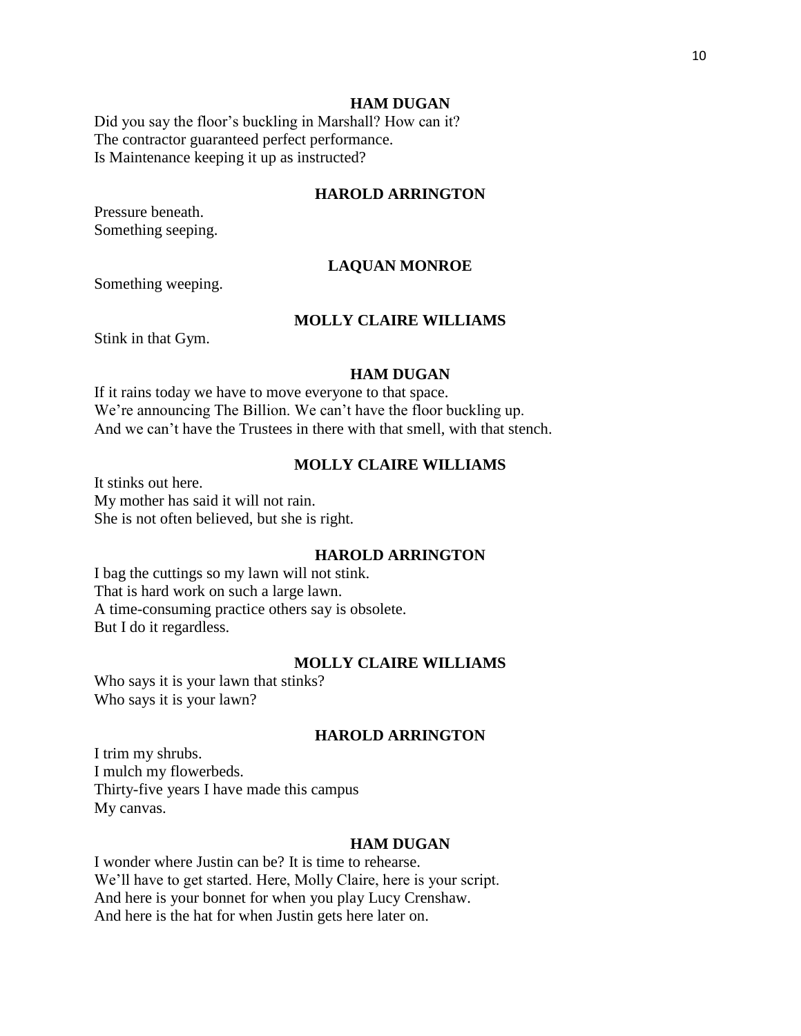**HAM DUGAN**

Did you say the floor's buckling in Marshall? How can it?
The contractor guaranteed perfect performance.
Is Maintenance keeping it up as instructed?

**HAROLD ARRINGTON**

Pressure beneath.
Something seeping.

**LAQUAN MONROE**

Something weeping.

**MOLLY CLAIRE WILLIAMS**

Stink in that Gym.

**HAM DUGAN**

If it rains today we have to move everyone to that space.
We're announcing The Billion. We can't have the floor buckling up.
And we can't have the Trustees in there with that smell, with that stench.

**MOLLY CLAIRE WILLIAMS**

It stinks out here.
My mother has said it will not rain.
She is not often believed, but she is right.

**HAROLD ARRINGTON**

I bag the cuttings so my lawn will not stink.
That is hard work on such a large lawn.
A time-consuming practice others say is obsolete.
But I do it regardless.

**MOLLY CLAIRE WILLIAMS**

Who says it is your lawn that stinks?
Who says it is your lawn?

**HAROLD ARRINGTON**

I trim my shrubs.
I mulch my flowerbeds.
Thirty-five years I have made this campus
My canvas.

**HAM DUGAN**

I wonder where Justin can be? It is time to rehearse.
We'll have to get started. Here, Molly Claire, here is your script.
And here is your bonnet for when you play Lucy Crenshaw.
And here is the hat for when Justin gets here later on.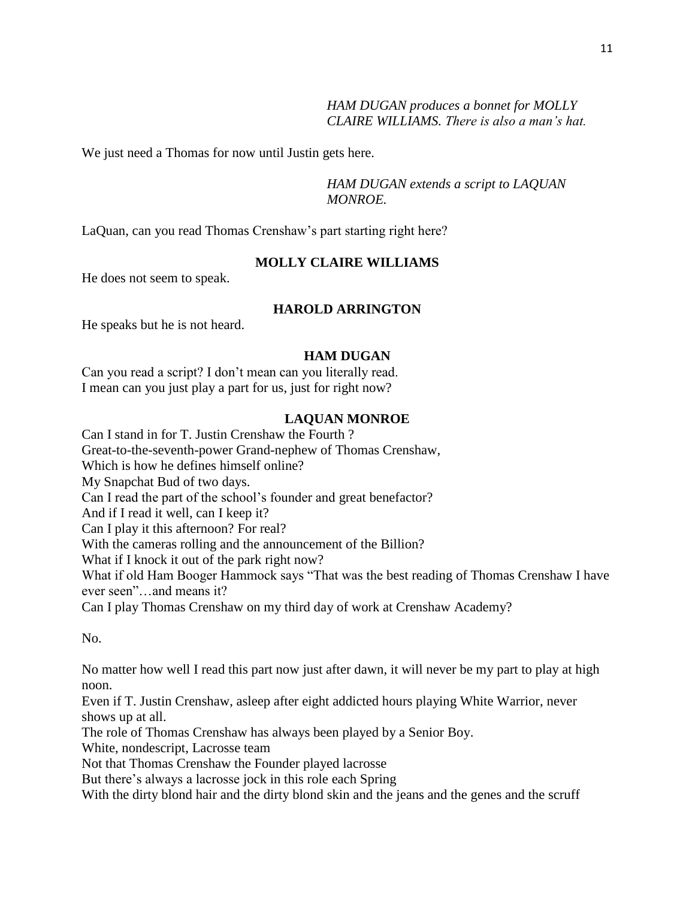*HAM DUGAN produces a bonnet for MOLLY CLAIRE WILLIAMS. There is also a man's hat.*

We just need a Thomas for now until Justin gets here.

*HAM DUGAN extends a script to LAQUAN MONROE.*

LaQuan, can you read Thomas Crenshaw's part starting right here?

**MOLLY CLAIRE WILLIAMS**

He does not seem to speak.

**HAROLD ARRINGTON**

He speaks but he is not heard.

**HAM DUGAN**

Can you read a script? I don't mean can you literally read.
I mean can you just play a part for us, just for right now?

**LAQUAN MONROE**

Can I stand in for T. Justin Crenshaw the Fourth ?
Great-to-the-seventh-power Grand-nephew of Thomas Crenshaw,
Which is how he defines himself online?
My Snapchat Bud of two days.
Can I read the part of the school's founder and great benefactor?
And if I read it well, can I keep it?
Can I play it this afternoon? For real?
With the cameras rolling and the announcement of the Billion?
What if I knock it out of the park right now?
What if old Ham Booger Hammock says "That was the best reading of Thomas Crenshaw I have ever seen"…and means it?
Can I play Thomas Crenshaw on my third day of work at Crenshaw Academy?

No.

No matter how well I read this part now just after dawn, it will never be my part to play at high noon.
Even if T. Justin Crenshaw, asleep after eight addicted hours playing White Warrior, never shows up at all.
The role of Thomas Crenshaw has always been played by a Senior Boy.
White, nondescript, Lacrosse team
Not that Thomas Crenshaw the Founder played lacrosse
But there's always a lacrosse jock in this role each Spring
With the dirty blond hair and the dirty blond skin and the jeans and the genes and the scruff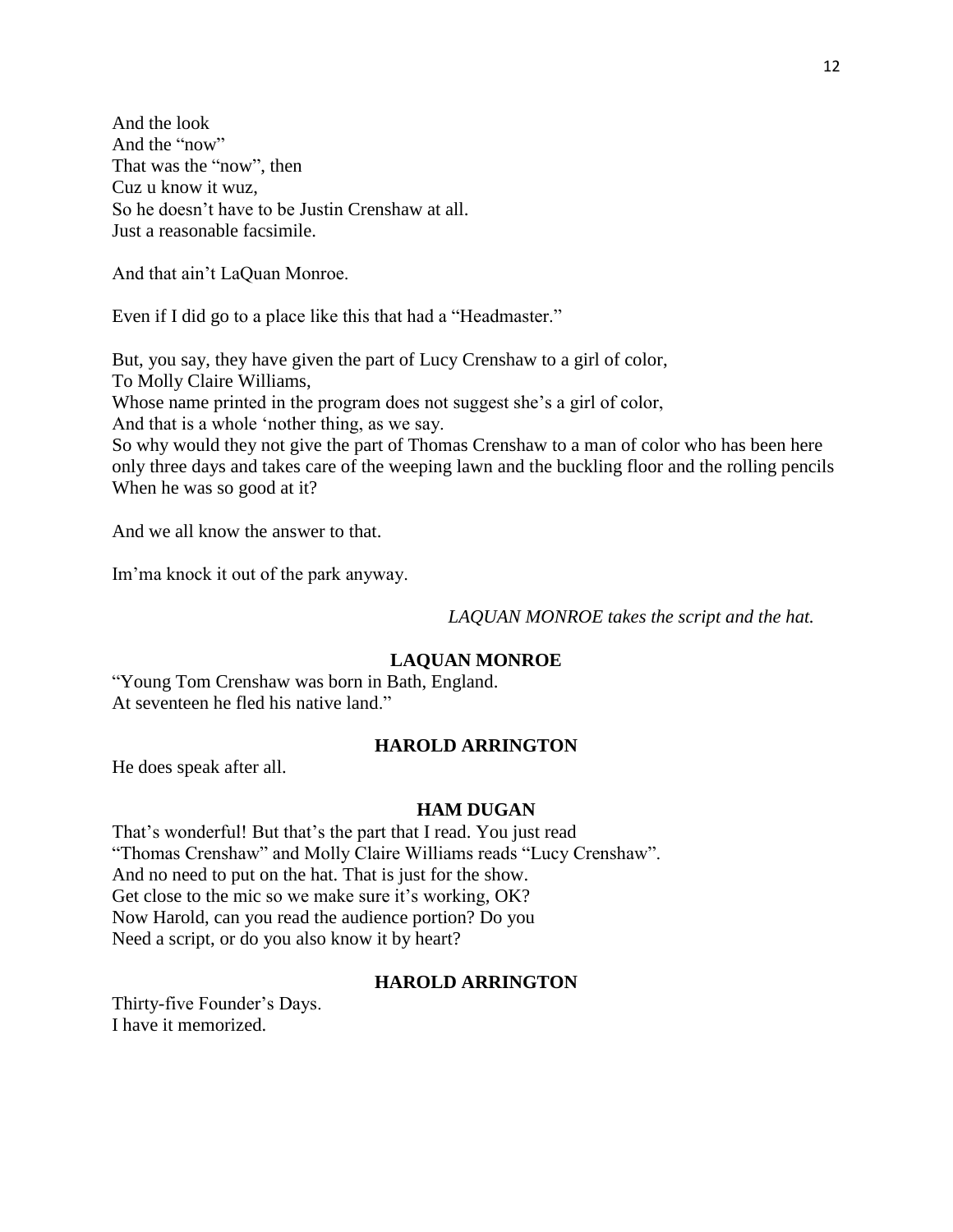And the look
And the “now”
That was the “now”, then
Cuz u know it wuz,
So he doesn’t have to be Justin Crenshaw at all.
Just a reasonable facsimile.

And that ain’t LaQuan Monroe.

Even if I did go to a place like this that had a “Headmaster.”

But, you say, they have given the part of Lucy Crenshaw to a girl of color,
To Molly Claire Williams,
Whose name printed in the program does not suggest she’s a girl of color,
And that is a whole ‘nother thing, as we say.
So why would they not give the part of Thomas Crenshaw to a man of color who has been here only three days and takes care of the weeping lawn and the buckling floor and the rolling pencils
When he was so good at it?

And we all know the answer to that.

Im’ma knock it out of the park anyway.

*LAQUAN MONROE takes the script and the hat.*

**LAQUAN MONROE**

“Young Tom Crenshaw was born in Bath, England.
At seventeen he fled his native land.”

**HAROLD ARRINGTON**

He does speak after all.

**HAM DUGAN**

That’s wonderful! But that’s the part that I read. You just read
“Thomas Crenshaw” and Molly Claire Williams reads “Lucy Crenshaw”.
And no need to put on the hat. That is just for the show.
Get close to the mic so we make sure it’s working, OK?
Now Harold, can you read the audience portion? Do you
Need a script, or do you also know it by heart?

**HAROLD ARRINGTON**

Thirty-five Founder’s Days.
I have it memorized.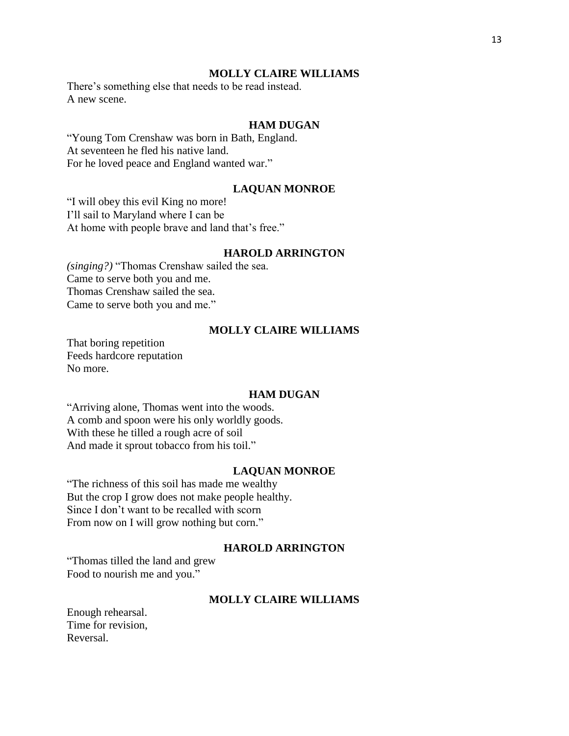**MOLLY CLAIRE WILLIAMS**

There's something else that needs to be read instead.
A new scene.

**HAM DUGAN**

"Young Tom Crenshaw was born in Bath, England.
At seventeen he fled his native land.
For he loved peace and England wanted war."

**LAQUAN MONROE**

"I will obey this evil King no more!
I'll sail to Maryland where I can be
At home with people brave and land that's free."

**HAROLD ARRINGTON**

*(singing?)* "Thomas Crenshaw sailed the sea.
Came to serve both you and me.
Thomas Crenshaw sailed the sea.
Came to serve both you and me."

**MOLLY CLAIRE WILLIAMS**

That boring repetition
Feeds hardcore reputation
No more.

**HAM DUGAN**

"Arriving alone, Thomas went into the woods.
A comb and spoon were his only worldly goods.
With these he tilled a rough acre of soil
And made it sprout tobacco from his toil."

**LAQUAN MONROE**

"The richness of this soil has made me wealthy
But the crop I grow does not make people healthy.
Since I don't want to be recalled with scorn
From now on I will grow nothing but corn."

**HAROLD ARRINGTON**

"Thomas tilled the land and grew
Food to nourish me and you."

**MOLLY CLAIRE WILLIAMS**

Enough rehearsal.
Time for revision,
Reversal.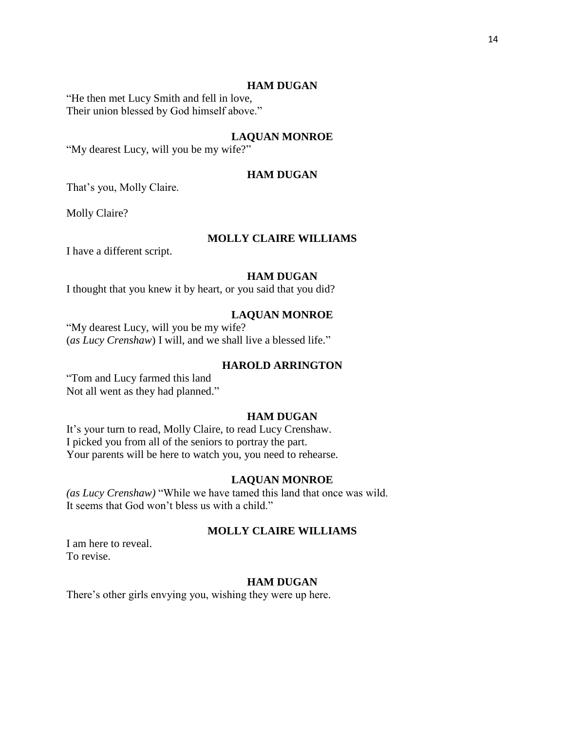**HAM DUGAN**

"He then met Lucy Smith and fell in love,
Their union blessed by God himself above."

**LAQUAN MONROE**

"My dearest Lucy, will you be my wife?"

**HAM DUGAN**

That's you, Molly Claire.

Molly Claire?

**MOLLY CLAIRE WILLIAMS**

I have a different script.

**HAM DUGAN**

I thought that you knew it by heart, or you said that you did?

**LAQUAN MONROE**

"My dearest Lucy, will you be my wife?
(*as Lucy Crenshaw*) I will, and we shall live a blessed life."

**HAROLD ARRINGTON**

"Tom and Lucy farmed this land
Not all went as they had planned."

**HAM DUGAN**

It's your turn to read, Molly Claire, to read Lucy Crenshaw.
I picked you from all of the seniors to portray the part.
Your parents will be here to watch you, you need to rehearse.

**LAQUAN MONROE**

*(as Lucy Crenshaw)* "While we have tamed this land that once was wild.
It seems that God won't bless us with a child."

**MOLLY CLAIRE WILLIAMS**

I am here to reveal.
To revise.

**HAM DUGAN**

There's other girls envying you, wishing they were up here.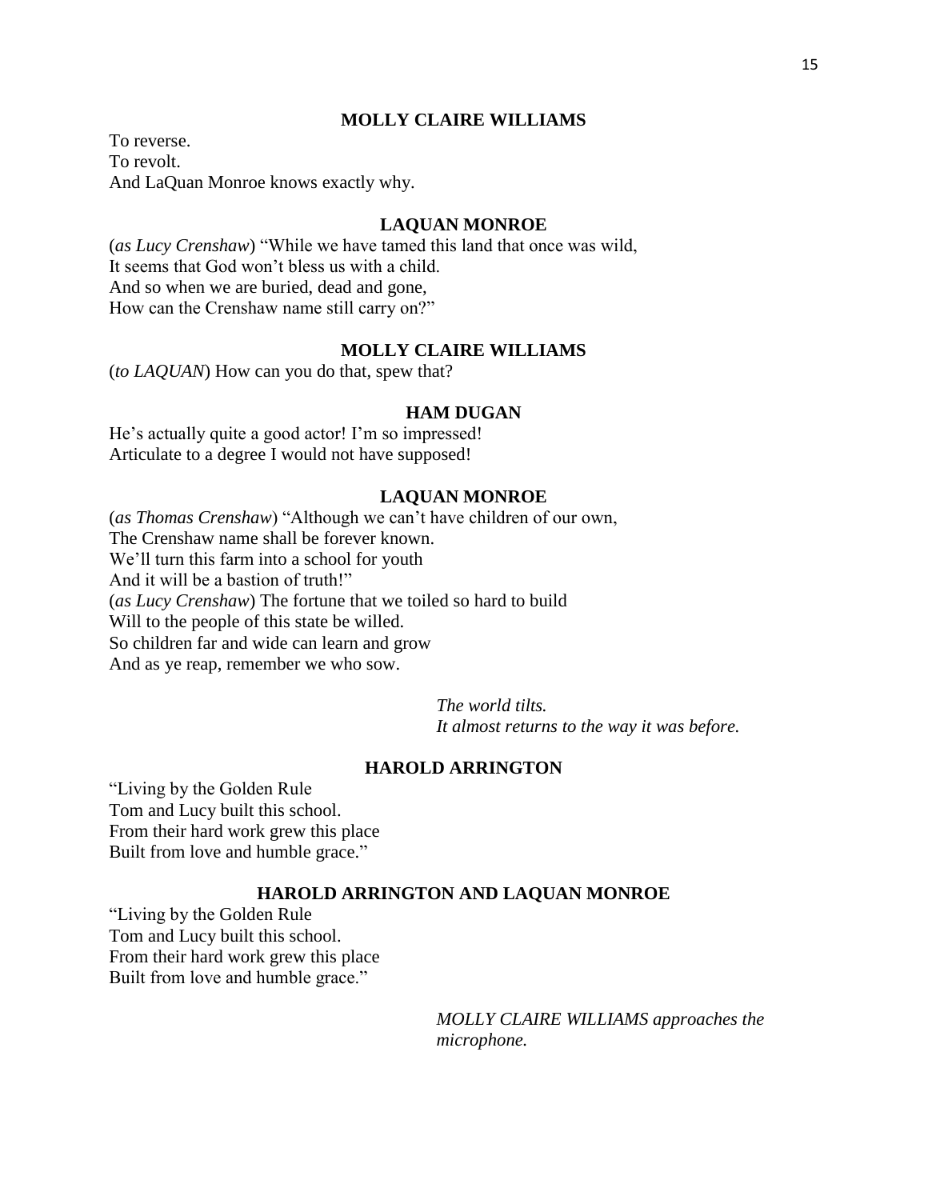**MOLLY CLAIRE WILLIAMS**

To reverse.
To revolt.
And LaQuan Monroe knows exactly why.

**LAQUAN MONROE**

(*as Lucy Crenshaw*) "While we have tamed this land that once was wild,
It seems that God won't bless us with a child.
And so when we are buried, dead and gone,
How can the Crenshaw name still carry on?"

**MOLLY CLAIRE WILLIAMS**

(*to LAQUAN*) How can you do that, spew that?

**HAM DUGAN**

He's actually quite a good actor! I'm so impressed!
Articulate to a degree I would not have supposed!

**LAQUAN MONROE**

(*as Thomas Crenshaw*) "Although we can't have children of our own,
The Crenshaw name shall be forever known.
We'll turn this farm into a school for youth
And it will be a bastion of truth!"
(*as Lucy Crenshaw*) The fortune that we toiled so hard to build
Will to the people of this state be willed.
So children far and wide can learn and grow
And as ye reap, remember we who sow.

*The world tilts.*
*It almost returns to the way it was before.*

**HAROLD ARRINGTON**

"Living by the Golden Rule
Tom and Lucy built this school.
From their hard work grew this place
Built from love and humble grace."

**HAROLD ARRINGTON AND LAQUAN MONROE**

"Living by the Golden Rule
Tom and Lucy built this school.
From their hard work grew this place
Built from love and humble grace."

*MOLLY CLAIRE WILLIAMS approaches the microphone.*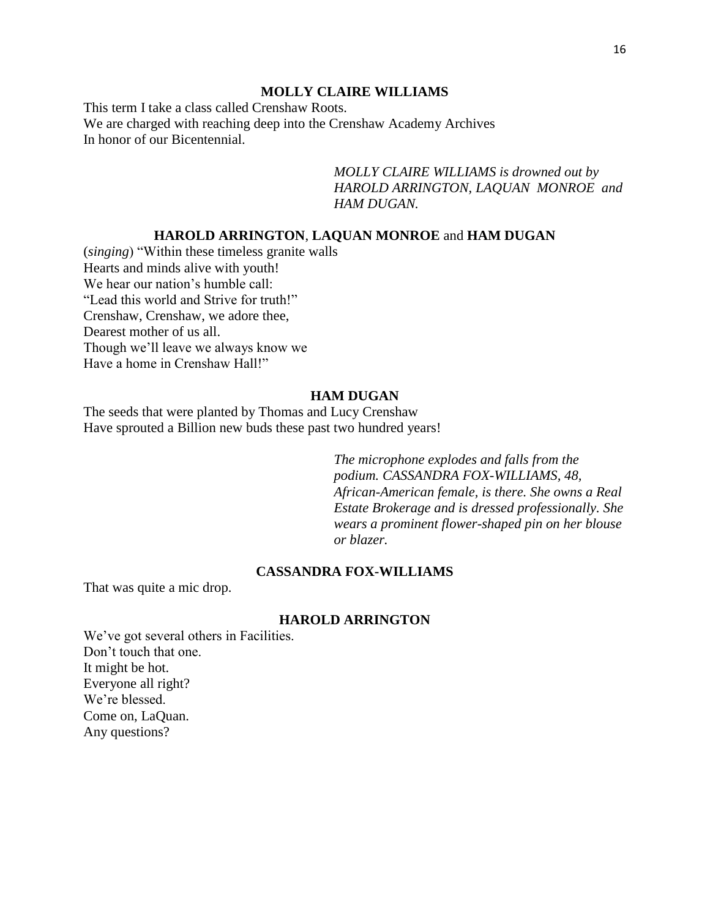**MOLLY CLAIRE WILLIAMS**

This term I take a class called Crenshaw Roots.
We are charged with reaching deep into the Crenshaw Academy Archives
In honor of our Bicentennial.

*MOLLY CLAIRE WILLIAMS is drowned out by HAROLD ARRINGTON, LAQUAN MONROE and HAM DUGAN.*

**HAROLD ARRINGTON**, **LAQUAN MONROE** and **HAM DUGAN**

(*singing*) "Within these timeless granite walls
Hearts and minds alive with youth!
We hear our nation's humble call:
"Lead this world and Strive for truth!"
Crenshaw, Crenshaw, we adore thee,
Dearest mother of us all.
Though we'll leave we always know we
Have a home in Crenshaw Hall!"

**HAM DUGAN**

The seeds that were planted by Thomas and Lucy Crenshaw
Have sprouted a Billion new buds these past two hundred years!

*The microphone explodes and falls from the podium. CASSANDRA FOX-WILLIAMS, 48, African-American female, is there. She owns a Real Estate Brokerage and is dressed professionally. She wears a prominent flower-shaped pin on her blouse or blazer.*

**CASSANDRA FOX-WILLIAMS**

That was quite a mic drop.

**HAROLD ARRINGTON**

We've got several others in Facilities.
Don't touch that one.
It might be hot.
Everyone all right?
We're blessed.
Come on, LaQuan.
Any questions?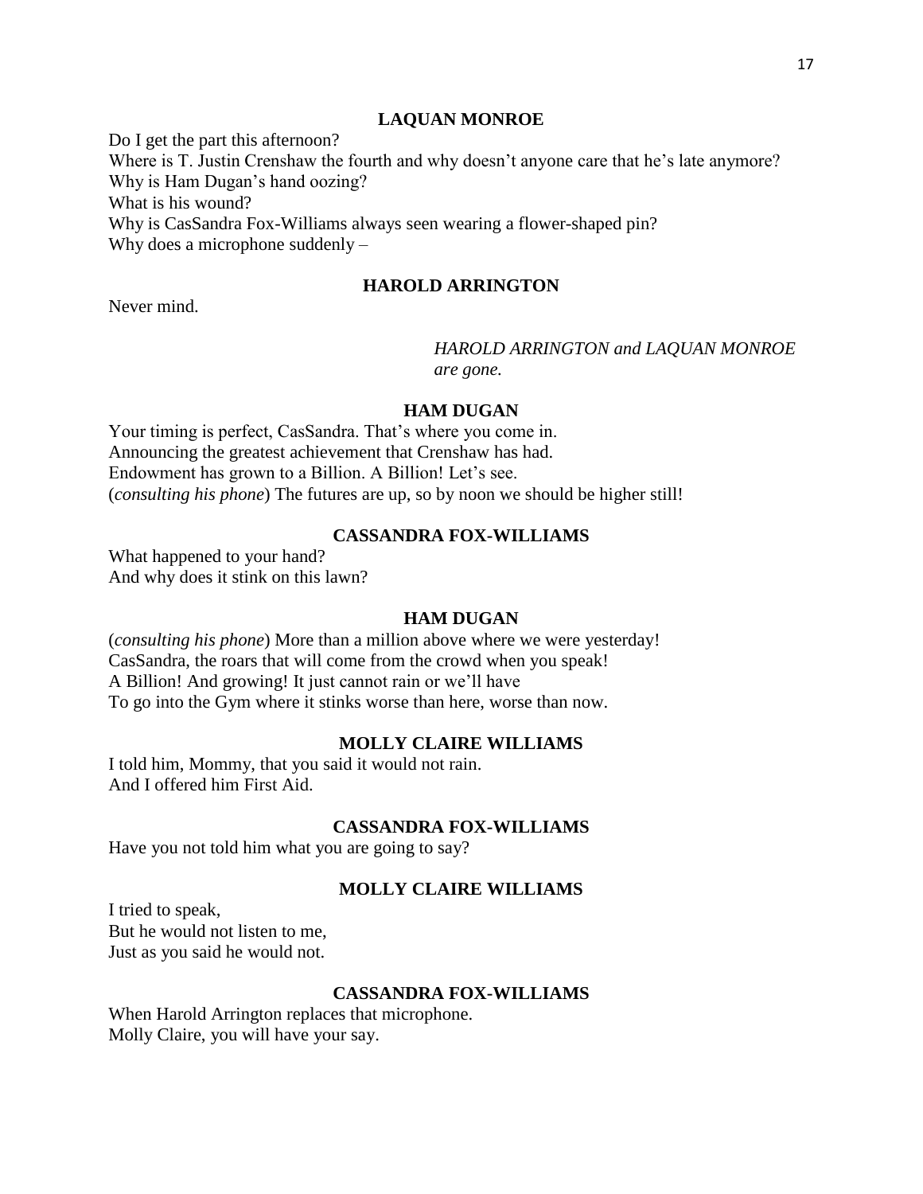**LAQUAN MONROE**

Do I get the part this afternoon?
Where is T. Justin Crenshaw the fourth and why doesn't anyone care that he's late anymore?
Why is Ham Dugan's hand oozing?
What is his wound?
Why is CasSandra Fox-Williams always seen wearing a flower-shaped pin?
Why does a microphone suddenly –

**HAROLD ARRINGTON**

Never mind.

*HAROLD ARRINGTON and LAQUAN MONROE are gone.*

**HAM DUGAN**

Your timing is perfect, CasSandra. That's where you come in.
Announcing the greatest achievement that Crenshaw has had.
Endowment has grown to a Billion. A Billion! Let's see.
(*consulting his phone*) The futures are up, so by noon we should be higher still!

**CASSANDRA FOX-WILLIAMS**

What happened to your hand?
And why does it stink on this lawn?

**HAM DUGAN**

(*consulting his phone*) More than a million above where we were yesterday!
CasSandra, the roars that will come from the crowd when you speak!
A Billion! And growing! It just cannot rain or we'll have
To go into the Gym where it stinks worse than here, worse than now.

**MOLLY CLAIRE WILLIAMS**

I told him, Mommy, that you said it would not rain.
And I offered him First Aid.

**CASSANDRA FOX-WILLIAMS**

Have you not told him what you are going to say?

**MOLLY CLAIRE WILLIAMS**

I tried to speak,
But he would not listen to me,
Just as you said he would not.

**CASSANDRA FOX-WILLIAMS**

When Harold Arrington replaces that microphone.
Molly Claire, you will have your say.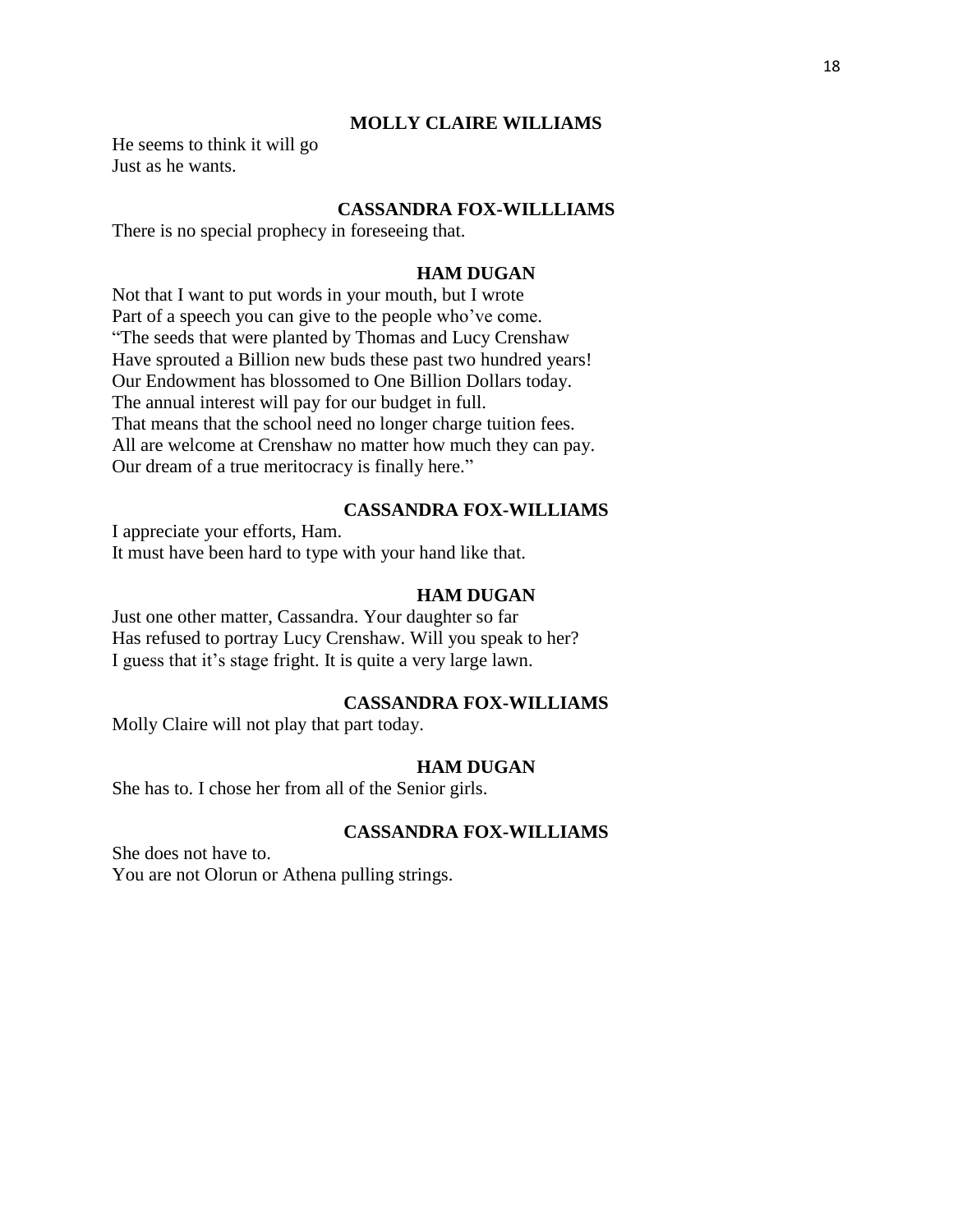**MOLLY CLAIRE WILLIAMS**

He seems to think it will go
Just as he wants.

**CASSANDRA FOX-WILLLIAMS**

There is no special prophecy in foreseeing that.

**HAM DUGAN**

Not that I want to put words in your mouth, but I wrote
Part of a speech you can give to the people who've come.
"The seeds that were planted by Thomas and Lucy Crenshaw
Have sprouted a Billion new buds these past two hundred years!
Our Endowment has blossomed to One Billion Dollars today.
The annual interest will pay for our budget in full.
That means that the school need no longer charge tuition fees.
All are welcome at Crenshaw no matter how much they can pay.
Our dream of a true meritocracy is finally here."

**CASSANDRA FOX-WILLIAMS**

I appreciate your efforts, Ham.
It must have been hard to type with your hand like that.

**HAM DUGAN**

Just one other matter, Cassandra. Your daughter so far
Has refused to portray Lucy Crenshaw. Will you speak to her?
I guess that it's stage fright. It is quite a very large lawn.

**CASSANDRA FOX-WILLIAMS**

Molly Claire will not play that part today.

**HAM DUGAN**

She has to. I chose her from all of the Senior girls.

**CASSANDRA FOX-WILLIAMS**

She does not have to.
You are not Olorun or Athena pulling strings.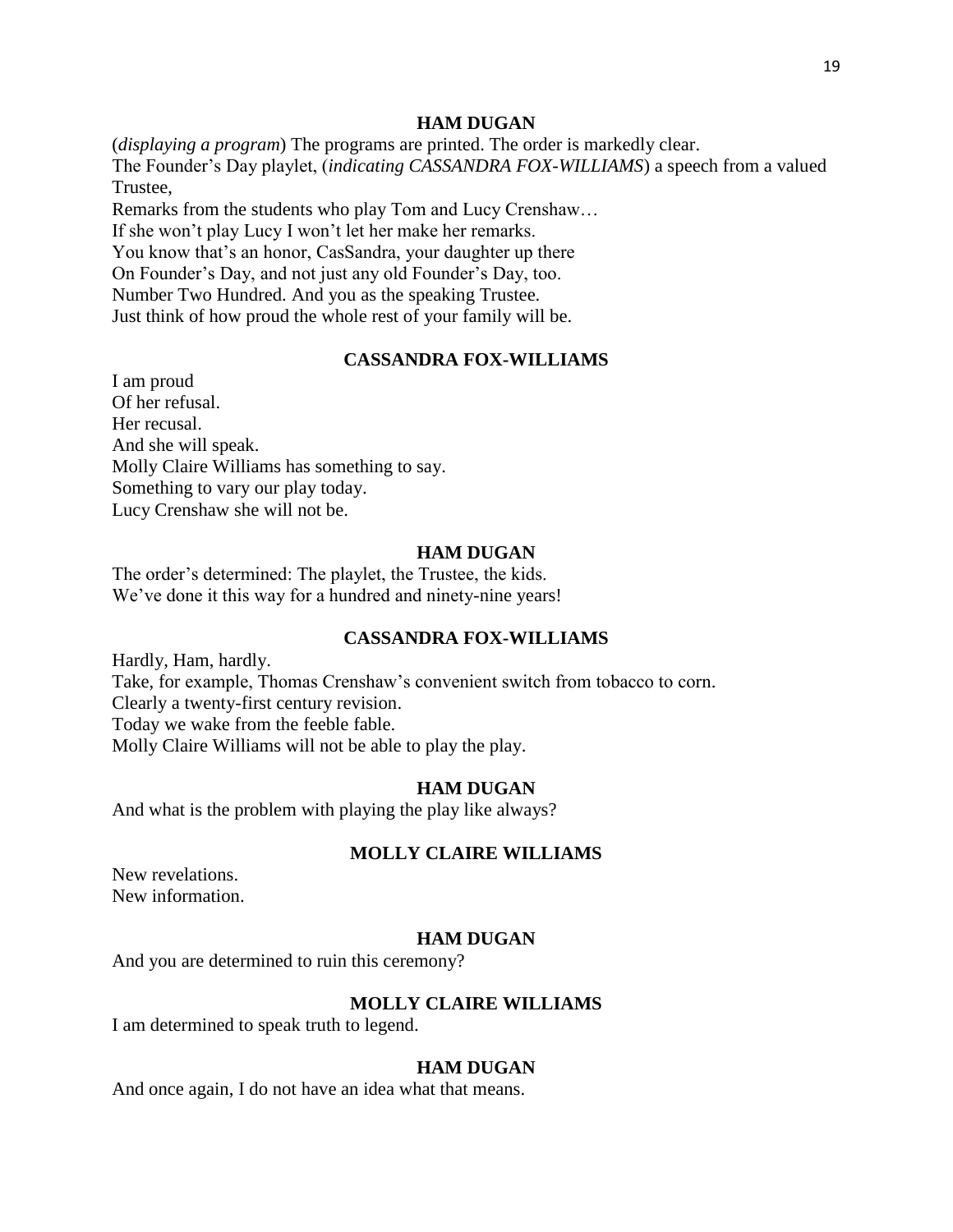**HAM DUGAN**

(*displaying a program*) The programs are printed. The order is markedly clear.
The Founder's Day playlet, (*indicating CASSANDRA FOX-WILLIAMS*) a speech from a valued Trustee,
Remarks from the students who play Tom and Lucy Crenshaw…
If she won't play Lucy I won't let her make her remarks.
You know that's an honor, CasSandra, your daughter up there
On Founder's Day, and not just any old Founder's Day, too.
Number Two Hundred. And you as the speaking Trustee.
Just think of how proud the whole rest of your family will be.

**CASSANDRA FOX-WILLIAMS**

I am proud
Of her refusal.
Her recusal.
And she will speak.
Molly Claire Williams has something to say.
Something to vary our play today.
Lucy Crenshaw she will not be.

**HAM DUGAN**

The order's determined: The playlet, the Trustee, the kids.
We've done it this way for a hundred and ninety-nine years!

**CASSANDRA FOX-WILLIAMS**

Hardly, Ham, hardly.
Take, for example, Thomas Crenshaw's convenient switch from tobacco to corn.
Clearly a twenty-first century revision.
Today we wake from the feeble fable.
Molly Claire Williams will not be able to play the play.

**HAM DUGAN**

And what is the problem with playing the play like always?

**MOLLY CLAIRE WILLIAMS**

New revelations.
New information.

**HAM DUGAN**

And you are determined to ruin this ceremony?

**MOLLY CLAIRE WILLIAMS**

I am determined to speak truth to legend.

**HAM DUGAN**

And once again, I do not have an idea what that means.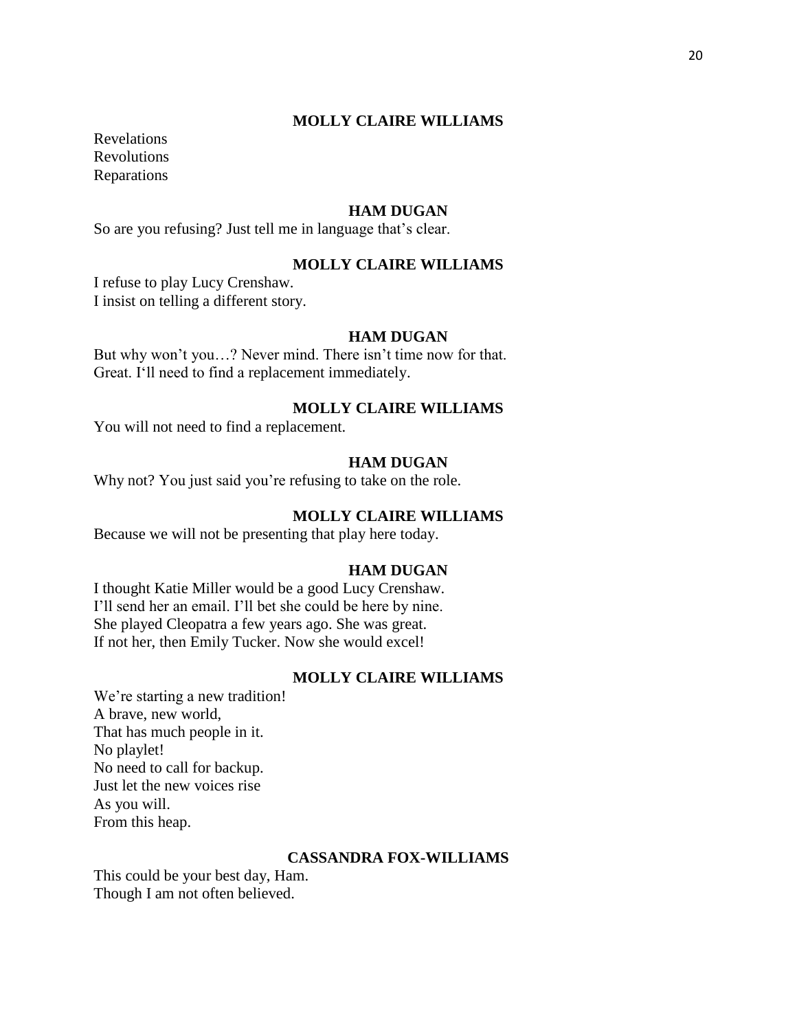**MOLLY CLAIRE WILLIAMS**

Revelations
Revolutions
Reparations

**HAM DUGAN**

So are you refusing? Just tell me in language that's clear.

**MOLLY CLAIRE WILLIAMS**

I refuse to play Lucy Crenshaw.
I insist on telling a different story.

**HAM DUGAN**

But why won't you…? Never mind. There isn't time now for that.
Great. I'll need to find a replacement immediately.

**MOLLY CLAIRE WILLIAMS**

You will not need to find a replacement.

**HAM DUGAN**

Why not? You just said you're refusing to take on the role.

**MOLLY CLAIRE WILLIAMS**

Because we will not be presenting that play here today.

**HAM DUGAN**

I thought Katie Miller would be a good Lucy Crenshaw.
I'll send her an email. I'll bet she could be here by nine.
She played Cleopatra a few years ago. She was great.
If not her, then Emily Tucker. Now she would excel!

**MOLLY CLAIRE WILLIAMS**

We're starting a new tradition!
A brave, new world,
That has much people in it.
No playlet!
No need to call for backup.
Just let the new voices rise
As you will.
From this heap.

**CASSANDRA FOX-WILLIAMS**

This could be your best day, Ham.
Though I am not often believed.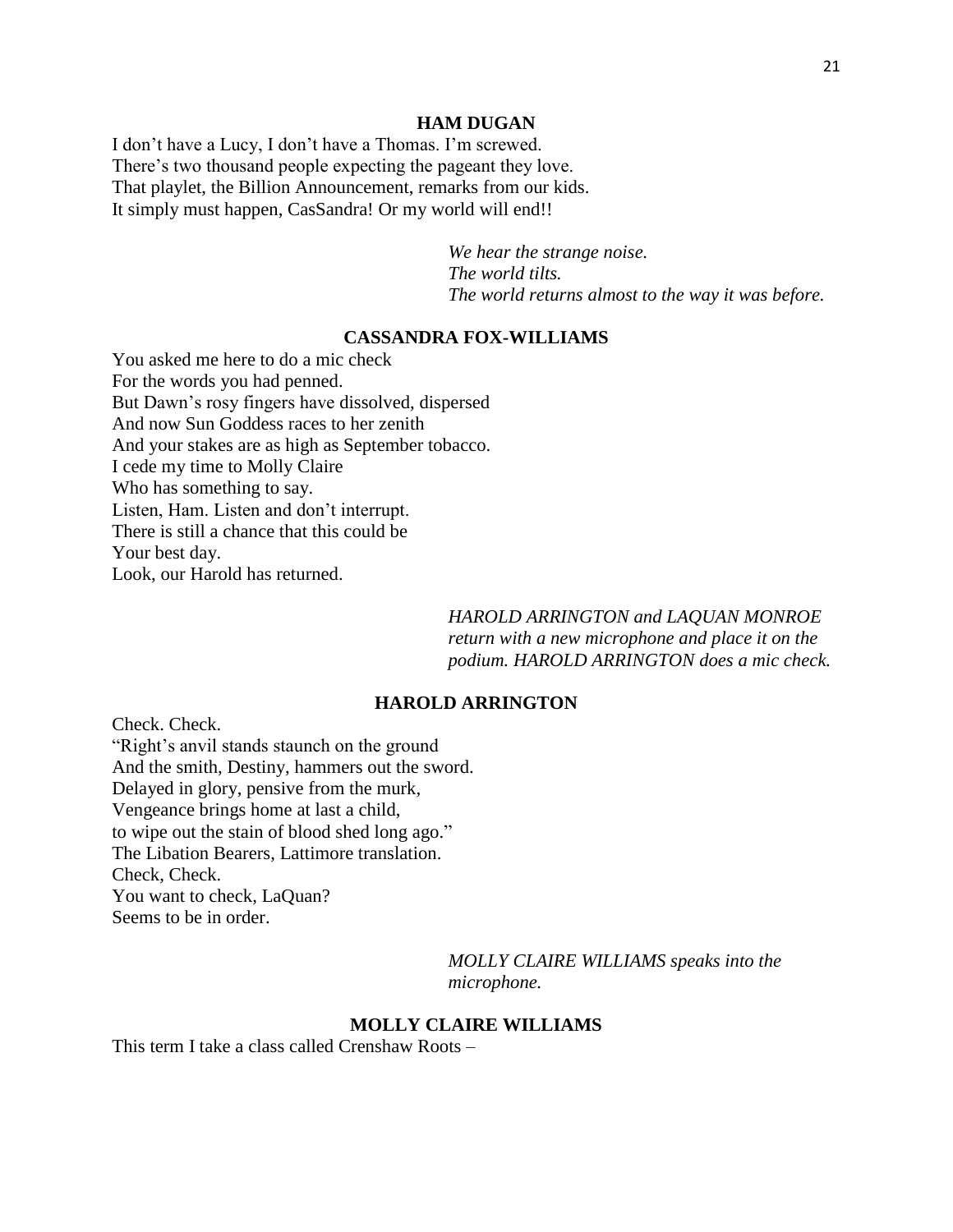**HAM DUGAN**

I don't have a Lucy, I don't have a Thomas. I'm screwed.
There's two thousand people expecting the pageant they love.
That playlet, the Billion Announcement, remarks from our kids.
It simply must happen, CasSandra! Or my world will end!!

*We hear the strange noise.*
*The world tilts.*
*The world returns almost to the way it was before.*

**CASSANDRA FOX-WILLIAMS**

You asked me here to do a mic check
For the words you had penned.
But Dawn's rosy fingers have dissolved, dispersed
And now Sun Goddess races to her zenith
And your stakes are as high as September tobacco.
I cede my time to Molly Claire
Who has something to say.
Listen, Ham. Listen and don't interrupt.
There is still a chance that this could be
Your best day.
Look, our Harold has returned.

*HAROLD ARRINGTON and LAQUAN MONROE return with a new microphone and place it on the podium. HAROLD ARRINGTON does a mic check.*

**HAROLD ARRINGTON**

Check. Check.
"Right's anvil stands staunch on the ground
And the smith, Destiny, hammers out the sword.
Delayed in glory, pensive from the murk,
Vengeance brings home at last a child,
to wipe out the stain of blood shed long ago."
The Libation Bearers, Lattimore translation.
Check, Check.
You want to check, LaQuan?
Seems to be in order.

*MOLLY CLAIRE WILLIAMS speaks into the microphone.*

**MOLLY CLAIRE WILLIAMS**

This term I take a class called Crenshaw Roots –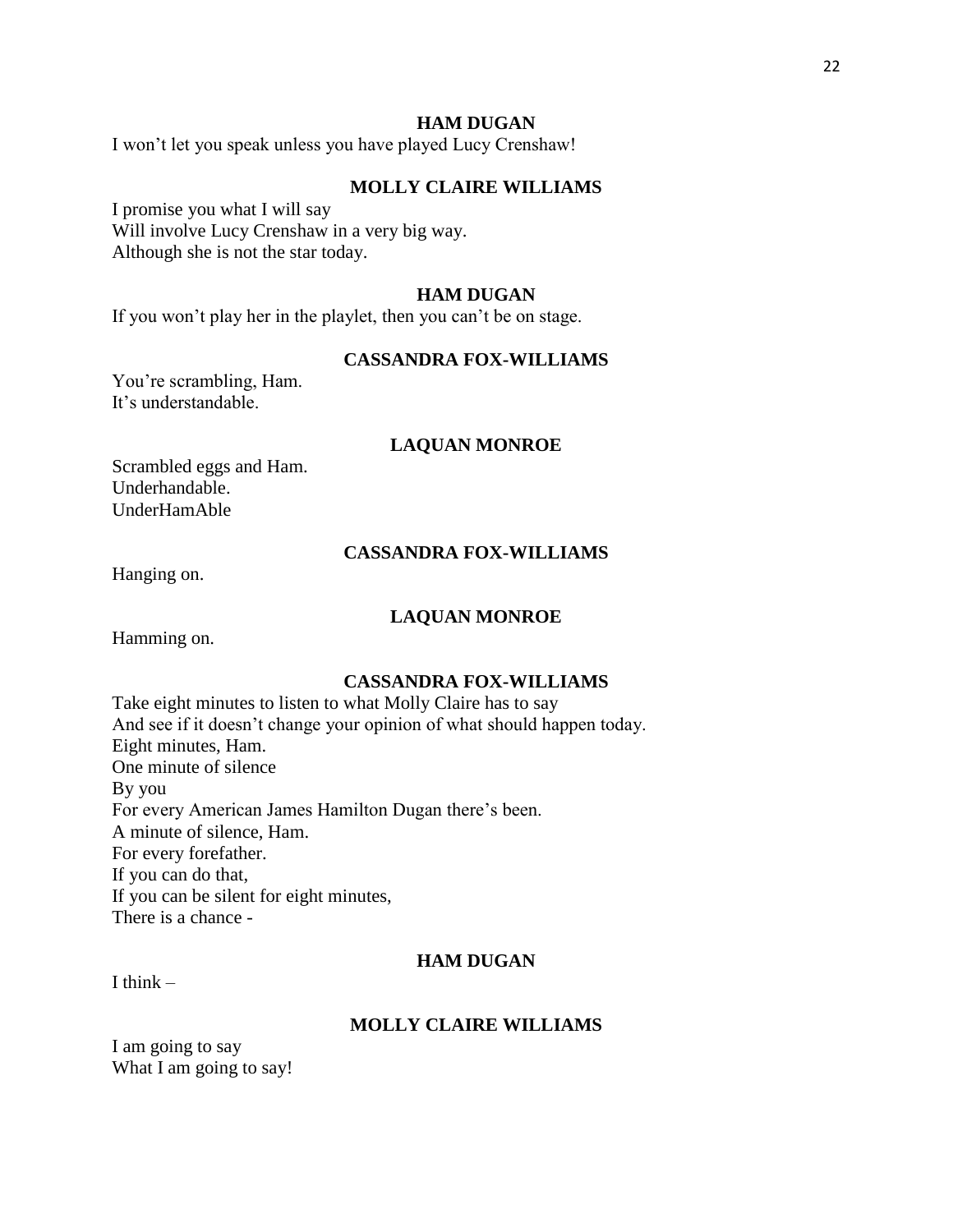**HAM DUGAN**

I won't let you speak unless you have played Lucy Crenshaw!

**MOLLY CLAIRE WILLIAMS**

I promise you what I will say
Will involve Lucy Crenshaw in a very big way.
Although she is not the star today.

**HAM DUGAN**

If you won't play her in the playlet, then you can't be on stage.

**CASSANDRA FOX-WILLIAMS**

You're scrambling, Ham.
It's understandable.

**LAQUAN MONROE**

Scrambled eggs and Ham.
Underhandable.
UnderHamAble

**CASSANDRA FOX-WILLIAMS**

Hanging on.

**LAQUAN MONROE**

Hamming on.

**CASSANDRA FOX-WILLIAMS**

Take eight minutes to listen to what Molly Claire has to say
And see if it doesn't change your opinion of what should happen today.
Eight minutes, Ham.
One minute of silence
By you
For every American James Hamilton Dugan there's been.
A minute of silence, Ham.
For every forefather.
If you can do that,
If you can be silent for eight minutes,
There is a chance -

**HAM DUGAN**

I think –

**MOLLY CLAIRE WILLIAMS**

I am going to say
What I am going to say!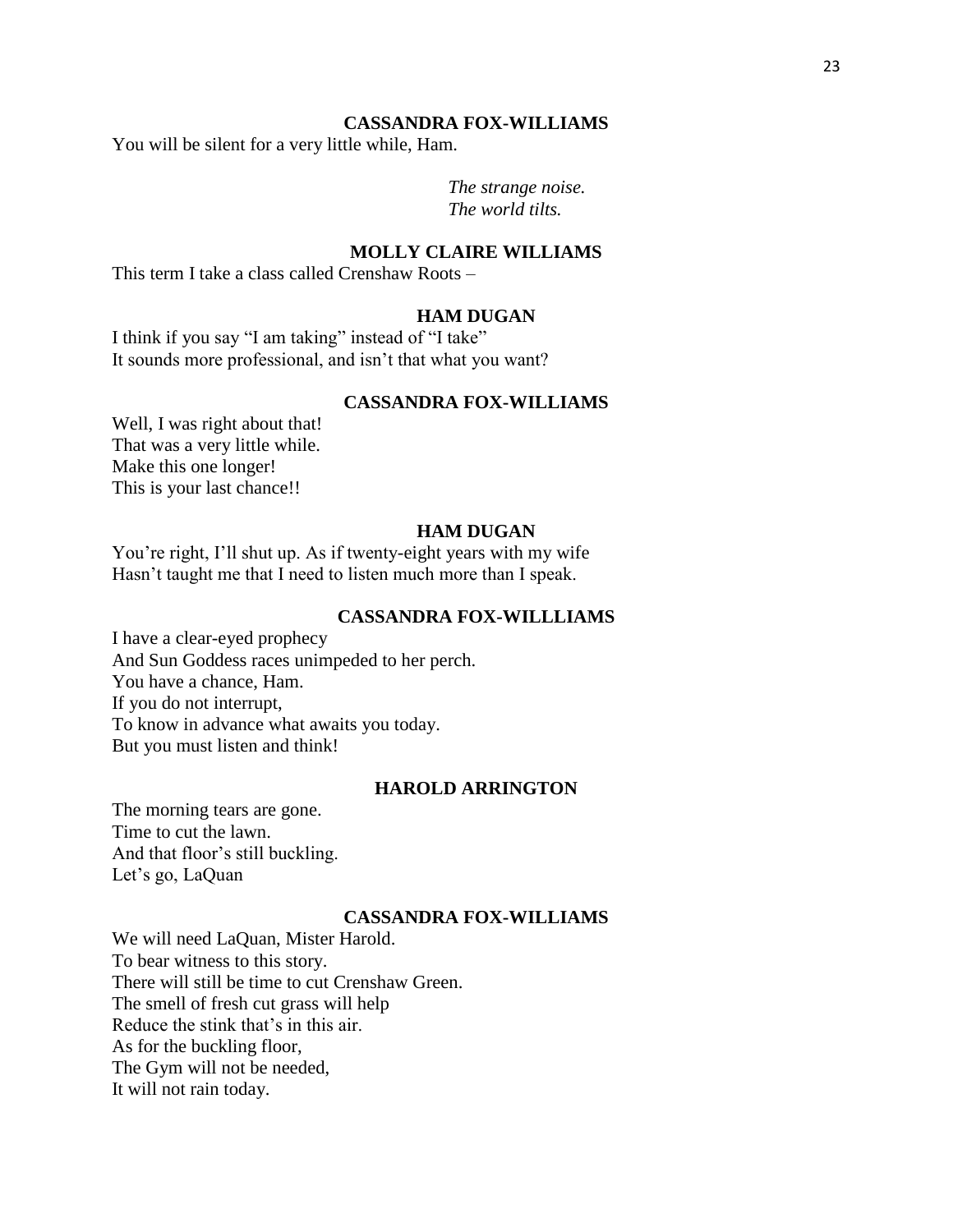**CASSANDRA FOX-WILLIAMS**

You will be silent for a very little while, Ham.

*The strange noise.*
*The world tilts.*

**MOLLY CLAIRE WILLIAMS**

This term I take a class called Crenshaw Roots –

**HAM DUGAN**

I think if you say "I am taking" instead of "I take"
It sounds more professional, and isn't that what you want?

**CASSANDRA FOX-WILLIAMS**

Well, I was right about that!
That was a very little while.
Make this one longer!
This is your last chance!!

**HAM DUGAN**

You're right, I'll shut up. As if twenty-eight years with my wife
Hasn't taught me that I need to listen much more than I speak.

**CASSANDRA FOX-WILLLIAMS**

I have a clear-eyed prophecy
And Sun Goddess races unimpeded to her perch.
You have a chance, Ham.
If you do not interrupt,
To know in advance what awaits you today.
But you must listen and think!

**HAROLD ARRINGTON**

The morning tears are gone.
Time to cut the lawn.
And that floor's still buckling.
Let's go, LaQuan

**CASSANDRA FOX-WILLIAMS**

We will need LaQuan, Mister Harold.
To bear witness to this story.
There will still be time to cut Crenshaw Green.
The smell of fresh cut grass will help
Reduce the stink that's in this air.
As for the buckling floor,
The Gym will not be needed,
It will not rain today.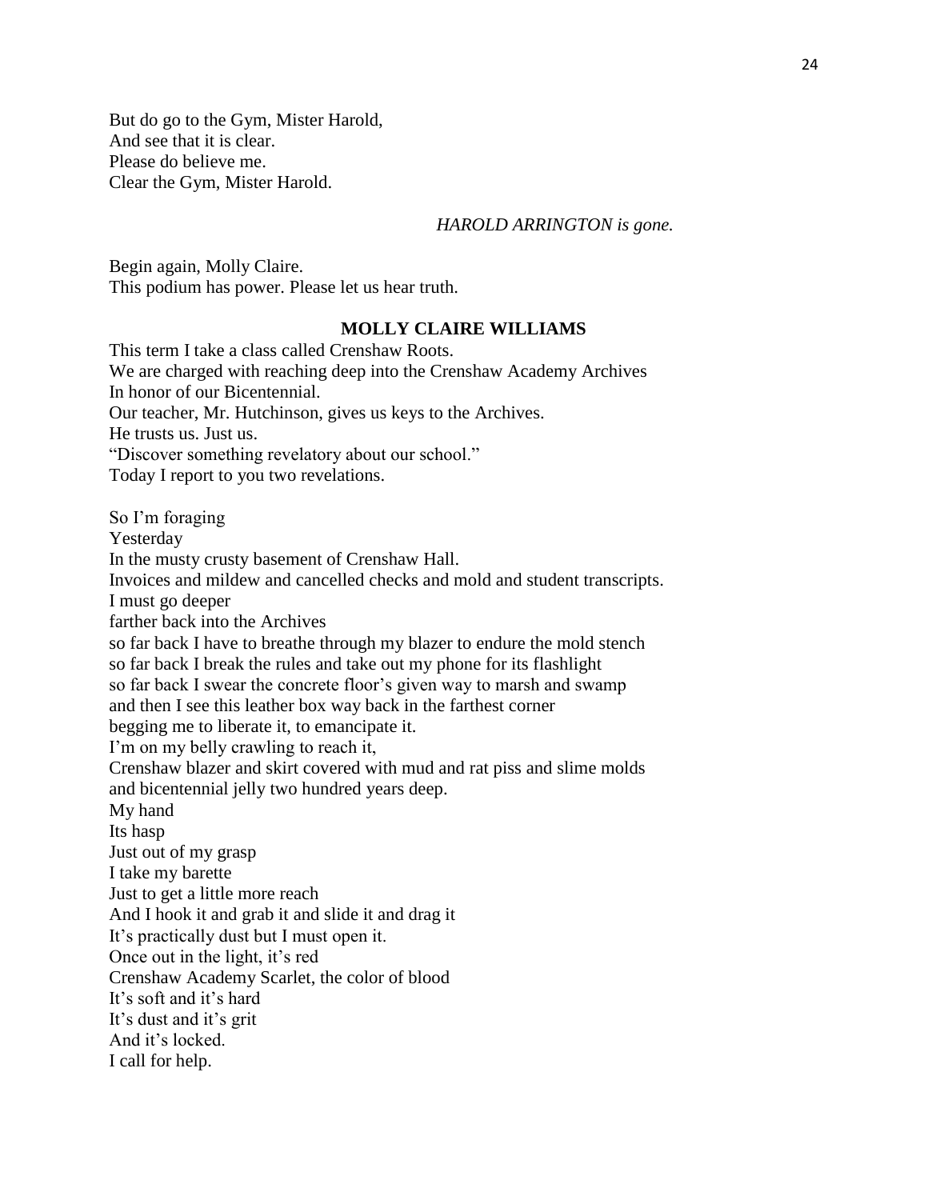But do go to the Gym, Mister Harold,  
And see that it is clear.  
Please do believe me.  
Clear the Gym, Mister Harold.

*HAROLD ARRINGTON is gone.*

Begin again, Molly Claire.  
This podium has power. Please let us hear truth.

**MOLLY CLAIRE WILLIAMS**

This term I take a class called Crenshaw Roots.  
We are charged with reaching deep into the Crenshaw Academy Archives  
In honor of our Bicentennial.  
Our teacher, Mr. Hutchinson, gives us keys to the Archives.  
He trusts us. Just us.  
"Discover something revelatory about our school."  
Today I report to you two revelations.

So I'm foraging  
Yesterday  
In the musty crusty basement of Crenshaw Hall.  
Invoices and mildew and cancelled checks and mold and student transcripts.  
I must go deeper  
farther back into the Archives  
so far back I have to breathe through my blazer to endure the mold stench  
so far back I break the rules and take out my phone for its flashlight  
so far back I swear the concrete floor's given way to marsh and swamp  
and then I see this leather box way back in the farthest corner  
begging me to liberate it, to emancipate it.  
I'm on my belly crawling to reach it,  
Crenshaw blazer and skirt covered with mud and rat piss and slime molds  
and bicentennial jelly two hundred years deep.  
My hand  
Its hasp  
Just out of my grasp  
I take my barette  
Just to get a little more reach  
And I hook it and grab it and slide it and drag it  
It's practically dust but I must open it.  
Once out in the light, it's red  
Crenshaw Academy Scarlet, the color of blood  
It's soft and it's hard  
It's dust and it's grit  
And it's locked.  
I call for help.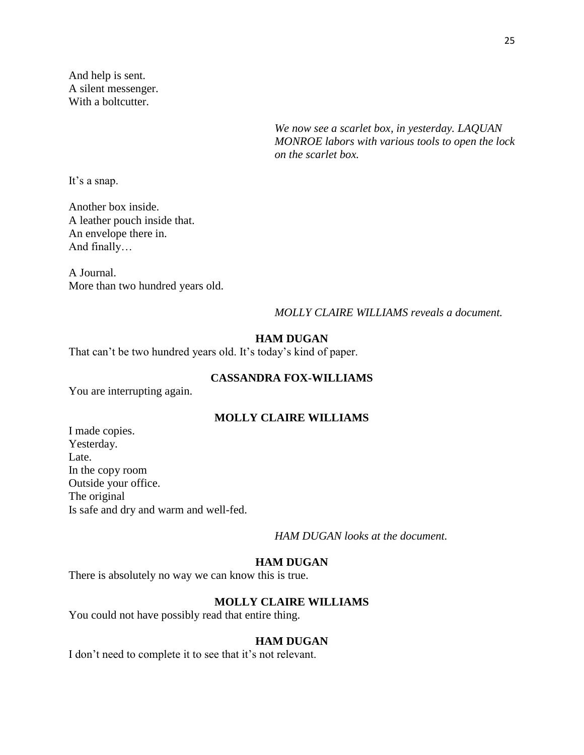And help is sent.
A silent messenger.
With a boltcutter.

*We now see a scarlet box, in yesterday. LAQUAN MONROE labors with various tools to open the lock on the scarlet box.*

It's a snap.

Another box inside.
A leather pouch inside that.
An envelope there in.
And finally…

A Journal.
More than two hundred years old.

*MOLLY CLAIRE WILLIAMS reveals a document.*

**HAM DUGAN**

That can't be two hundred years old. It's today's kind of paper.

**CASSANDRA FOX-WILLIAMS**

You are interrupting again.

**MOLLY CLAIRE WILLIAMS**

I made copies.
Yesterday.
Late.
In the copy room
Outside your office.
The original
Is safe and dry and warm and well-fed.

*HAM DUGAN looks at the document.*

**HAM DUGAN**

There is absolutely no way we can know this is true.

**MOLLY CLAIRE WILLIAMS**

You could not have possibly read that entire thing.

**HAM DUGAN**

I don't need to complete it to see that it's not relevant.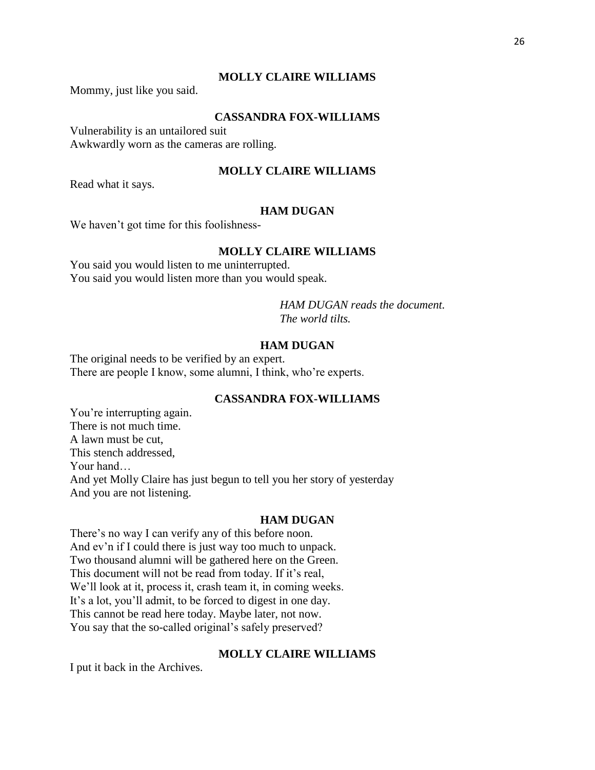**MOLLY CLAIRE WILLIAMS**

Mommy, just like you said.

**CASSANDRA FOX-WILLIAMS**

Vulnerability is an untailored suit
Awkwardly worn as the cameras are rolling.

**MOLLY CLAIRE WILLIAMS**

Read what it says.

**HAM DUGAN**

We haven't got time for this foolishness-

**MOLLY CLAIRE WILLIAMS**

You said you would listen to me uninterrupted.
You said you would listen more than you would speak.

*HAM DUGAN reads the document.*
*The world tilts.*

**HAM DUGAN**

The original needs to be verified by an expert.
There are people I know, some alumni, I think, who're experts.

**CASSANDRA FOX-WILLIAMS**

You're interrupting again.
There is not much time.
A lawn must be cut,
This stench addressed,
Your hand…
And yet Molly Claire has just begun to tell you her story of yesterday
And you are not listening.

**HAM DUGAN**

There's no way I can verify any of this before noon.
And ev'n if I could there is just way too much to unpack.
Two thousand alumni will be gathered here on the Green.
This document will not be read from today. If it's real,
We'll look at it, process it, crash team it, in coming weeks.
It's a lot, you'll admit, to be forced to digest in one day.
This cannot be read here today. Maybe later, not now.
You say that the so-called original's safely preserved?

**MOLLY CLAIRE WILLIAMS**

I put it back in the Archives.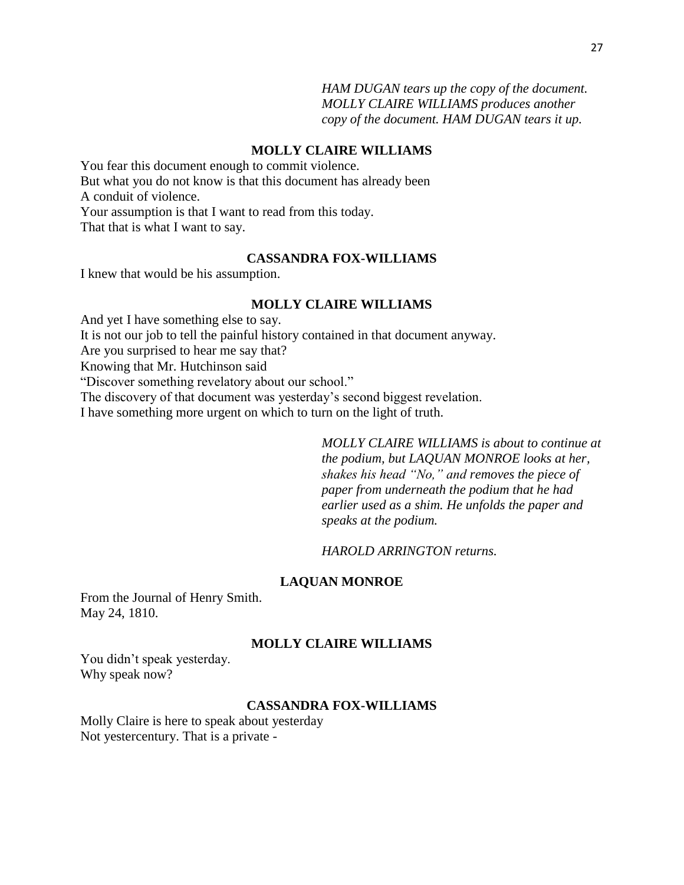*HAM DUGAN tears up the copy of the document. MOLLY CLAIRE WILLIAMS produces another copy of the document. HAM DUGAN tears it up.*

**MOLLY CLAIRE WILLIAMS**

You fear this document enough to commit violence.
But what you do not know is that this document has already been
A conduit of violence.
Your assumption is that I want to read from this today.
That that is what I want to say.

**CASSANDRA FOX-WILLIAMS**

I knew that would be his assumption.

**MOLLY CLAIRE WILLIAMS**

And yet I have something else to say.
It is not our job to tell the painful history contained in that document anyway.
Are you surprised to hear me say that?
Knowing that Mr. Hutchinson said
"Discover something revelatory about our school."
The discovery of that document was yesterday's second biggest revelation.
I have something more urgent on which to turn on the light of truth.

*MOLLY CLAIRE WILLIAMS is about to continue at the podium, but LAQUAN MONROE looks at her, shakes his head "No," and removes the piece of paper from underneath the podium that he had earlier used as a shim. He unfolds the paper and speaks at the podium.*

*HAROLD ARRINGTON returns.*

**LAQUAN MONROE**

From the Journal of Henry Smith.
May 24, 1810.

**MOLLY CLAIRE WILLIAMS**

You didn't speak yesterday.
Why speak now?

**CASSANDRA FOX-WILLIAMS**

Molly Claire is here to speak about yesterday
Not yestercentury. That is a private -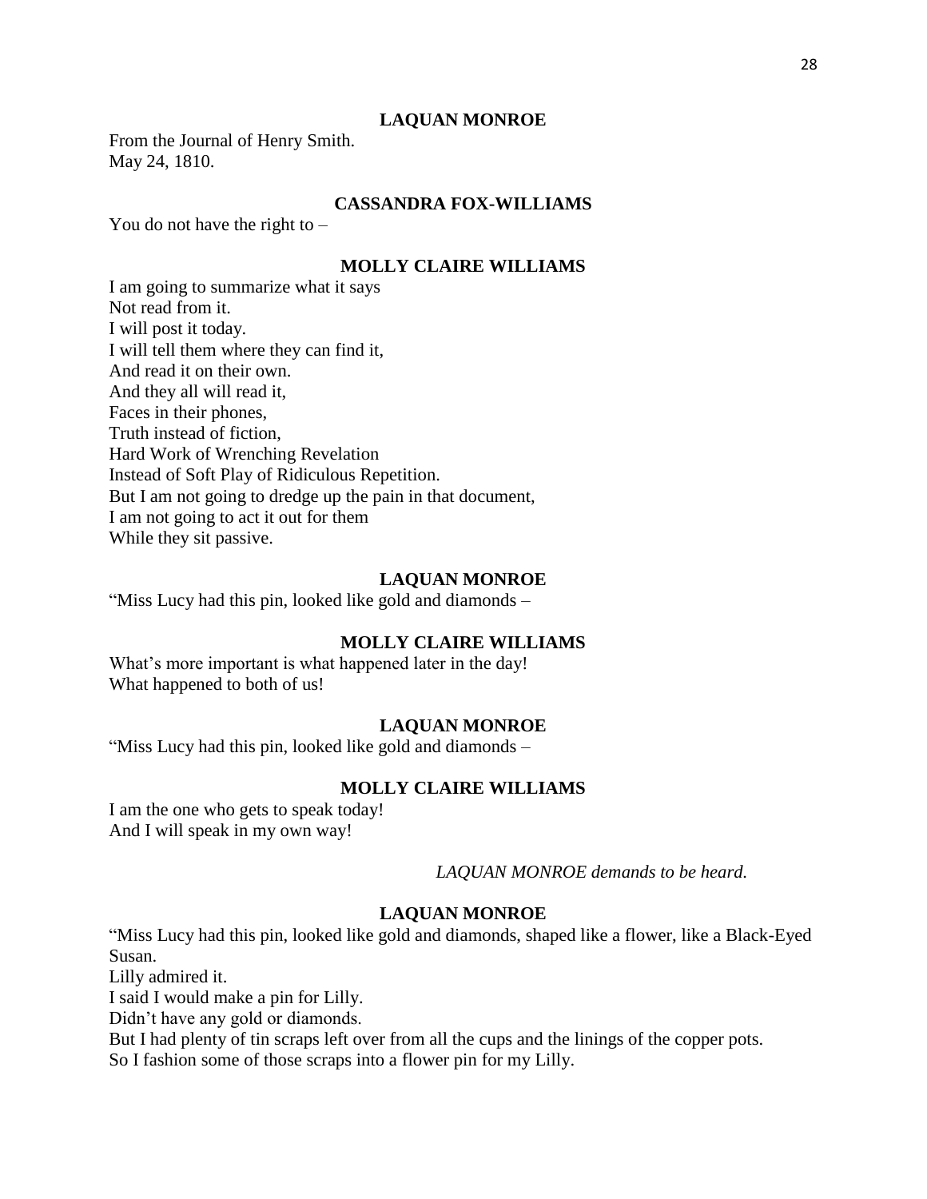**LAQUAN MONROE**

From the Journal of Henry Smith.
May 24, 1810.

**CASSANDRA FOX-WILLIAMS**

You do not have the right to –

**MOLLY CLAIRE WILLIAMS**

I am going to summarize what it says
Not read from it.
I will post it today.
I will tell them where they can find it,
And read it on their own.
And they all will read it,
Faces in their phones,
Truth instead of fiction,
Hard Work of Wrenching Revelation
Instead of Soft Play of Ridiculous Repetition.
But I am not going to dredge up the pain in that document,
I am not going to act it out for them
While they sit passive.

**LAQUAN MONROE**

"Miss Lucy had this pin, looked like gold and diamonds –

**MOLLY CLAIRE WILLIAMS**

What's more important is what happened later in the day!
What happened to both of us!

**LAQUAN MONROE**

"Miss Lucy had this pin, looked like gold and diamonds –

**MOLLY CLAIRE WILLIAMS**

I am the one who gets to speak today!
And I will speak in my own way!

*LAQUAN MONROE demands to be heard.*

**LAQUAN MONROE**

"Miss Lucy had this pin, looked like gold and diamonds, shaped like a flower, like a Black-Eyed Susan.
Lilly admired it.
I said I would make a pin for Lilly.
Didn't have any gold or diamonds.
But I had plenty of tin scraps left over from all the cups and the linings of the copper pots.
So I fashion some of those scraps into a flower pin for my Lilly.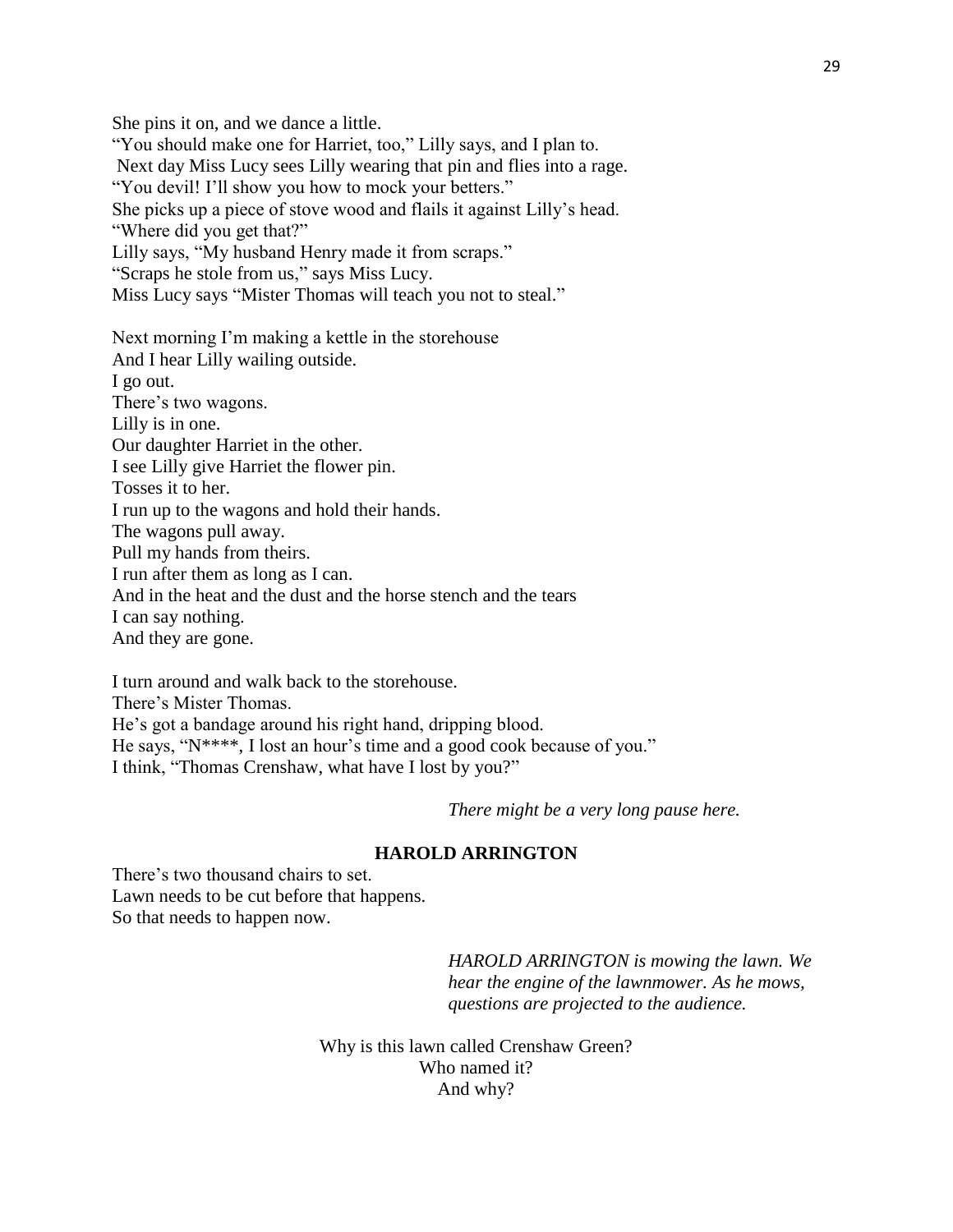She pins it on, and we dance a little.
"You should make one for Harriet, too," Lilly says, and I plan to.
Next day Miss Lucy sees Lilly wearing that pin and flies into a rage.
"You devil! I'll show you how to mock your betters."
She picks up a piece of stove wood and flails it against Lilly's head.
"Where did you get that?"
Lilly says, "My husband Henry made it from scraps."
"Scraps he stole from us," says Miss Lucy.
Miss Lucy says "Mister Thomas will teach you not to steal."

Next morning I'm making a kettle in the storehouse
And I hear Lilly wailing outside.
I go out.
There's two wagons.
Lilly is in one.
Our daughter Harriet in the other.
I see Lilly give Harriet the flower pin.
Tosses it to her.
I run up to the wagons and hold their hands.
The wagons pull away.
Pull my hands from theirs.
I run after them as long as I can.
And in the heat and the dust and the horse stench and the tears
I can say nothing.
And they are gone.

I turn around and walk back to the storehouse.
There's Mister Thomas.
He's got a bandage around his right hand, dripping blood.
He says, "N****, I lost an hour's time and a good cook because of you."
I think, "Thomas Crenshaw, what have I lost by you?"

*There might be a very long pause here.*

**HAROLD ARRINGTON**

There's two thousand chairs to set.
Lawn needs to be cut before that happens.
So that needs to happen now.

*HAROLD ARRINGTON is mowing the lawn. We hear the engine of the lawnmower. As he mows, questions are projected to the audience.*

Why is this lawn called Crenshaw Green?
Who named it?
And why?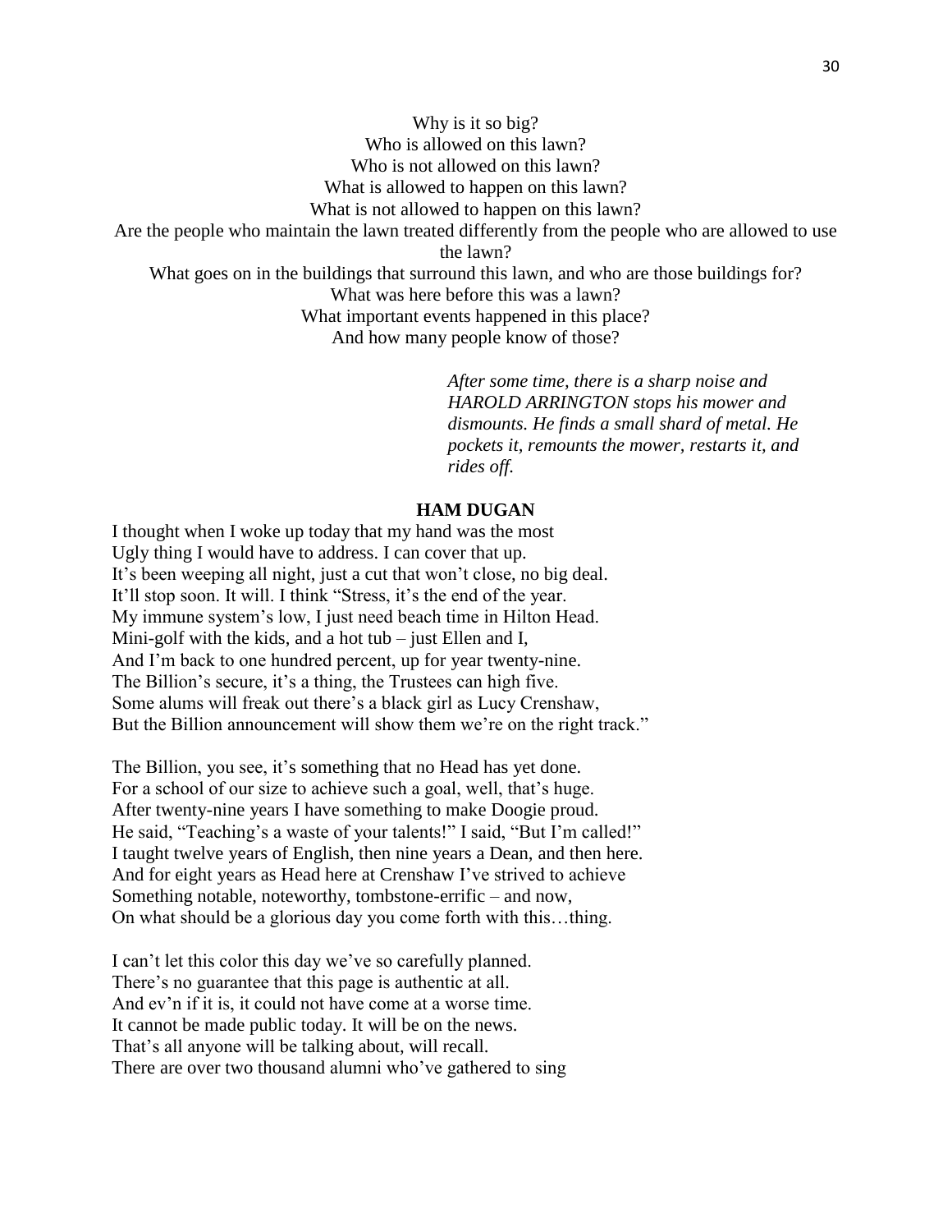Why is it so big?  
Who is allowed on this lawn?  
Who is not allowed on this lawn?  
What is allowed to happen on this lawn?  
What is not allowed to happen on this lawn?  
Are the people who maintain the lawn treated differently from the people who are allowed to use the lawn?  
What goes on in the buildings that surround this lawn, and who are those buildings for?  
What was here before this was a lawn?  
What important events happened in this place?  
And how many people know of those?

*After some time, there is a sharp noise and HAROLD ARRINGTON stops his mower and dismounts. He finds a small shard of metal. He pockets it, remounts the mower, restarts it, and rides off.*

**HAM DUGAN**

I thought when I woke up today that my hand was the most  
Ugly thing I would have to address. I can cover that up.  
It's been weeping all night, just a cut that won't close, no big deal.  
It'll stop soon. It will. I think "Stress, it's the end of the year.  
My immune system's low, I just need beach time in Hilton Head.  
Mini-golf with the kids, and a hot tub – just Ellen and I,  
And I'm back to one hundred percent, up for year twenty-nine.  
The Billion's secure, it's a thing, the Trustees can high five.  
Some alums will freak out there's a black girl as Lucy Crenshaw,  
But the Billion announcement will show them we're on the right track."

The Billion, you see, it's something that no Head has yet done.  
For a school of our size to achieve such a goal, well, that's huge.  
After twenty-nine years I have something to make Doogie proud.  
He said, "Teaching's a waste of your talents!" I said, "But I'm called!"  
I taught twelve years of English, then nine years a Dean, and then here.  
And for eight years as Head here at Crenshaw I've strived to achieve  
Something notable, noteworthy, tombstone-errific – and now,  
On what should be a glorious day you come forth with this…thing.

I can't let this color this day we've so carefully planned.  
There's no guarantee that this page is authentic at all.  
And ev'n if it is, it could not have come at a worse time.  
It cannot be made public today. It will be on the news.  
That's all anyone will be talking about, will recall.  
There are over two thousand alumni who've gathered to sing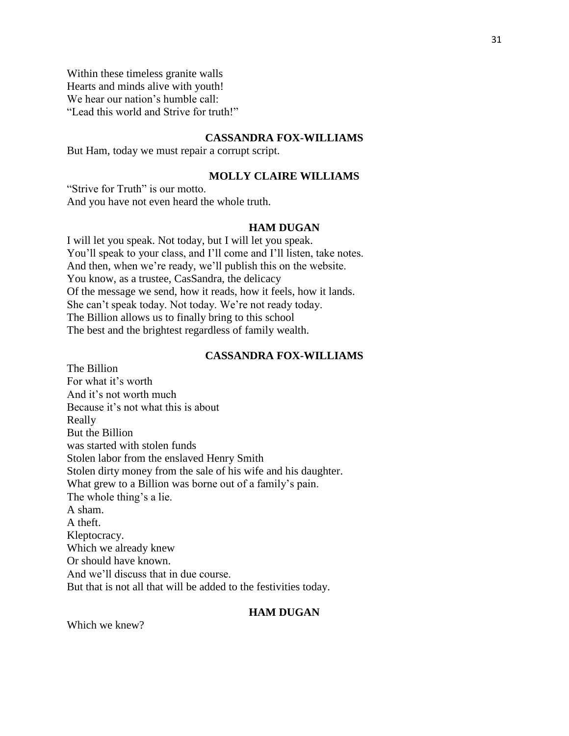Within these timeless granite walls
Hearts and minds alive with youth!
We hear our nation's humble call:
"Lead this world and Strive for truth!"

**CASSANDRA FOX-WILLIAMS**

But Ham, today we must repair a corrupt script.

**MOLLY CLAIRE WILLIAMS**

"Strive for Truth" is our motto.
And you have not even heard the whole truth.

**HAM DUGAN**

I will let you speak. Not today, but I will let you speak.
You'll speak to your class, and I'll come and I'll listen, take notes.
And then, when we're ready, we'll publish this on the website.
You know, as a trustee, CasSandra, the delicacy
Of the message we send, how it reads, how it feels, how it lands.
She can't speak today. Not today. We're not ready today.
The Billion allows us to finally bring to this school
The best and the brightest regardless of family wealth.

**CASSANDRA FOX-WILLIAMS**

The Billion
For what it's worth
And it's not worth much
Because it's not what this is about
Really
But the Billion
was started with stolen funds
Stolen labor from the enslaved Henry Smith
Stolen dirty money from the sale of his wife and his daughter.
What grew to a Billion was borne out of a family's pain.
The whole thing's a lie.
A sham.
A theft.
Kleptocracy.
Which we already knew
Or should have known.
And we'll discuss that in due course.
But that is not all that will be added to the festivities today.

**HAM DUGAN**

Which we knew?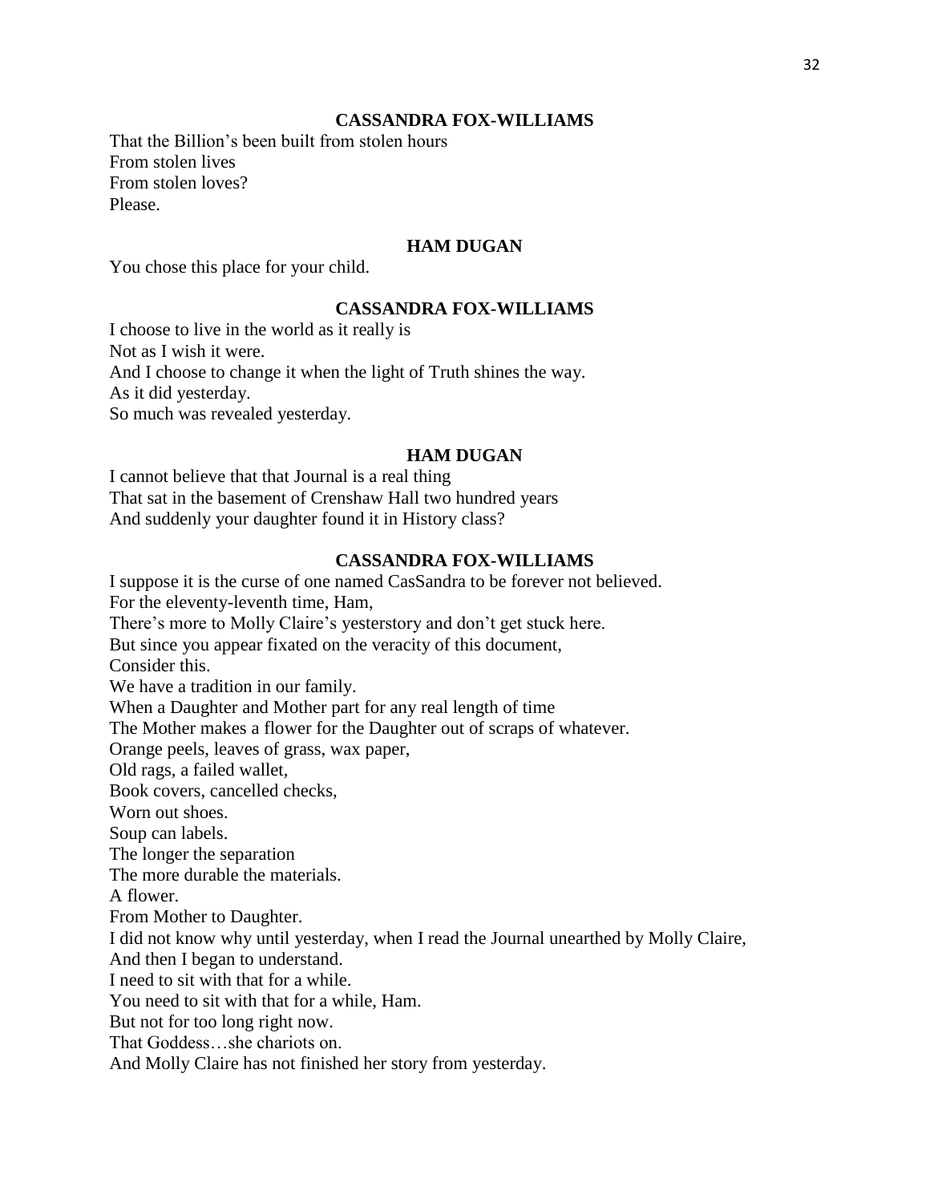**CASSANDRA FOX-WILLIAMS**

That the Billion's been built from stolen hours
From stolen lives
From stolen loves?
Please.

**HAM DUGAN**

You chose this place for your child.

**CASSANDRA FOX-WILLIAMS**

I choose to live in the world as it really is
Not as I wish it were.
And I choose to change it when the light of Truth shines the way.
As it did yesterday.
So much was revealed yesterday.

**HAM DUGAN**

I cannot believe that that Journal is a real thing
That sat in the basement of Crenshaw Hall two hundred years
And suddenly your daughter found it in History class?

**CASSANDRA FOX-WILLIAMS**

I suppose it is the curse of one named CasSandra to be forever not believed.
For the eleventy-leventh time, Ham,
There's more to Molly Claire's yesterstory and don't get stuck here.
But since you appear fixated on the veracity of this document,
Consider this.
We have a tradition in our family.
When a Daughter and Mother part for any real length of time
The Mother makes a flower for the Daughter out of scraps of whatever.
Orange peels, leaves of grass, wax paper,
Old rags, a failed wallet,
Book covers, cancelled checks,
Worn out shoes.
Soup can labels.
The longer the separation
The more durable the materials.
A flower.
From Mother to Daughter.
I did not know why until yesterday, when I read the Journal unearthed by Molly Claire,
And then I began to understand.
I need to sit with that for a while.
You need to sit with that for a while, Ham.
But not for too long right now.
That Goddess…she chariots on.
And Molly Claire has not finished her story from yesterday.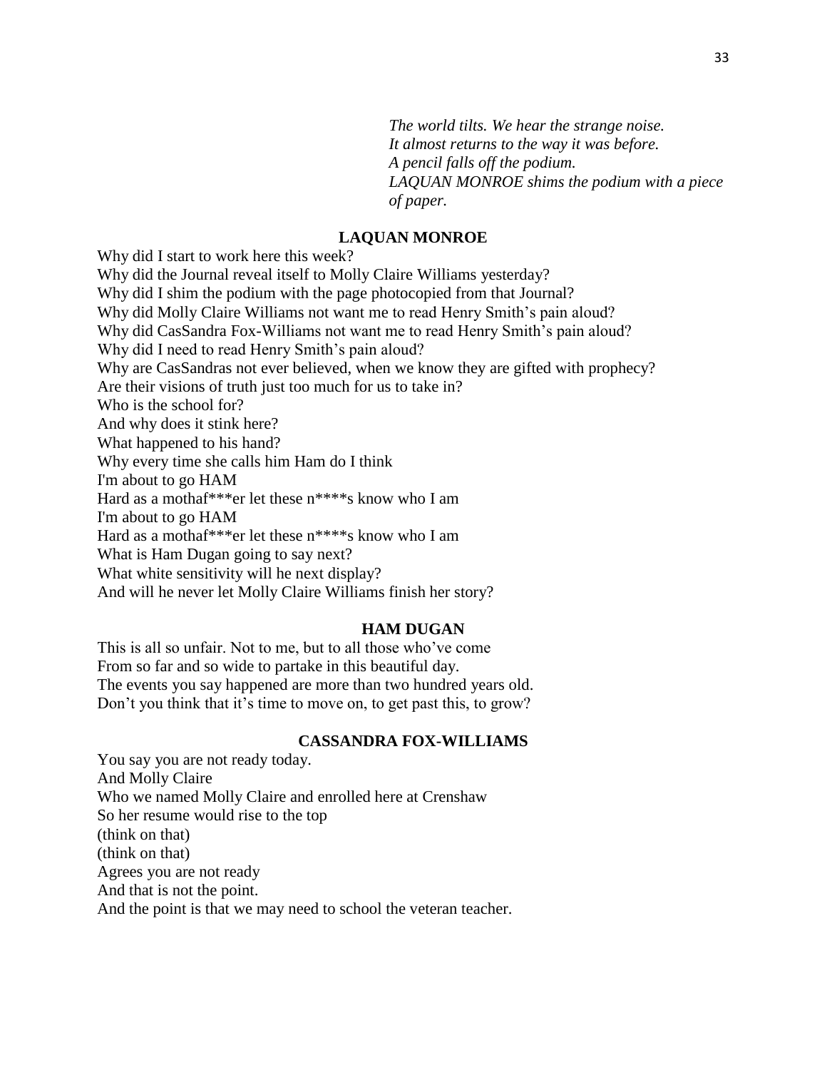*The world tilts. We hear the strange noise.*
*It almost returns to the way it was before.*
*A pencil falls off the podium.*
*LAQUAN MONROE shims the podium with a piece of paper.*

**LAQUAN MONROE**

Why did I start to work here this week?
Why did the Journal reveal itself to Molly Claire Williams yesterday?
Why did I shim the podium with the page photocopied from that Journal?
Why did Molly Claire Williams not want me to read Henry Smith's pain aloud?
Why did CasSandra Fox-Williams not want me to read Henry Smith's pain aloud?
Why did I need to read Henry Smith's pain aloud?
Why are CasSandras not ever believed, when we know they are gifted with prophecy?
Are their visions of truth just too much for us to take in?
Who is the school for?
And why does it stink here?
What happened to his hand?
Why every time she calls him Ham do I think
I'm about to go HAM
Hard as a mothaf***er let these n****s know who I am
I'm about to go HAM
Hard as a mothaf***er let these n****s know who I am
What is Ham Dugan going to say next?
What white sensitivity will he next display?
And will he never let Molly Claire Williams finish her story?

**HAM DUGAN**

This is all so unfair. Not to me, but to all those who've come
From so far and so wide to partake in this beautiful day.
The events you say happened are more than two hundred years old.
Don't you think that it's time to move on, to get past this, to grow?

**CASSANDRA FOX-WILLIAMS**

You say you are not ready today.
And Molly Claire
Who we named Molly Claire and enrolled here at Crenshaw
So her resume would rise to the top
(think on that)
(think on that)
Agrees you are not ready
And that is not the point.
And the point is that we may need to school the veteran teacher.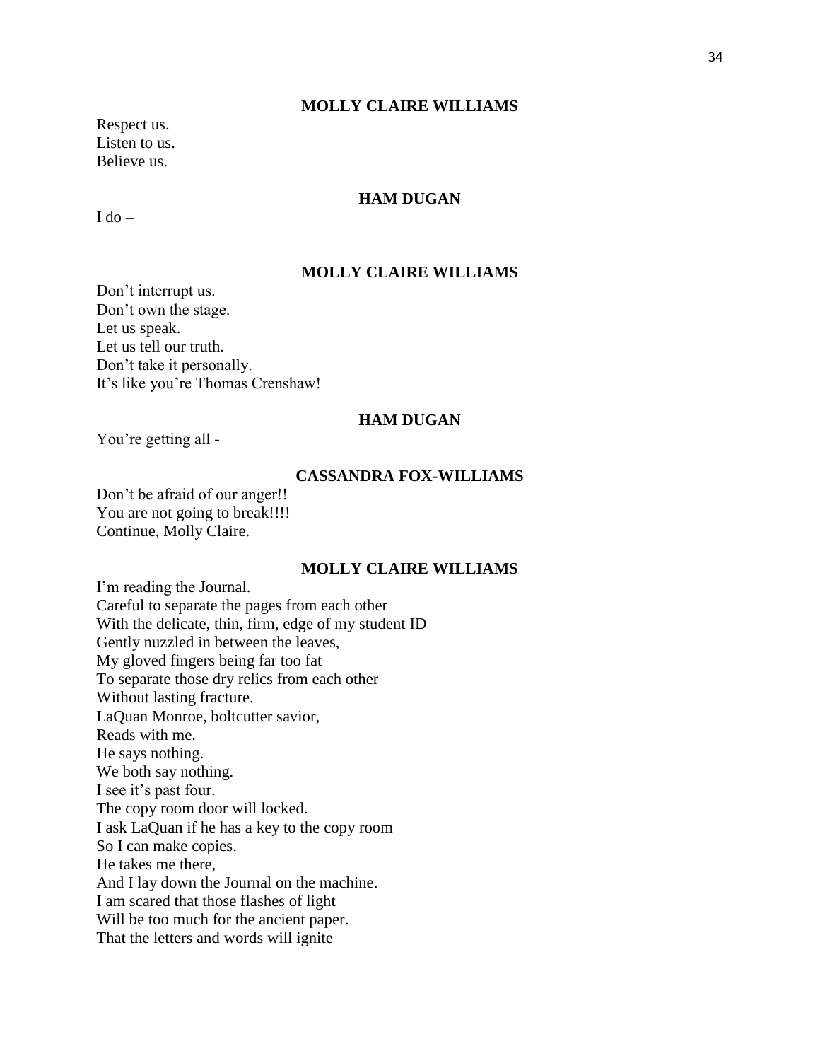**MOLLY CLAIRE WILLIAMS**

Respect us.
Listen to us.
Believe us.

**HAM DUGAN**

I do –

**MOLLY CLAIRE WILLIAMS**

Don't interrupt us.
Don't own the stage.
Let us speak.
Let us tell our truth.
Don't take it personally.
It's like you're Thomas Crenshaw!

**HAM DUGAN**

You're getting all -

**CASSANDRA FOX-WILLIAMS**

Don't be afraid of our anger!!
You are not going to break!!!!
Continue, Molly Claire.

**MOLLY CLAIRE WILLIAMS**

I'm reading the Journal.
Careful to separate the pages from each other
With the delicate, thin, firm, edge of my student ID
Gently nuzzled in between the leaves,
My gloved fingers being far too fat
To separate those dry relics from each other
Without lasting fracture.
LaQuan Monroe, boltcutter savior,
Reads with me.
He says nothing.
We both say nothing.
I see it's past four.
The copy room door will locked.
I ask LaQuan if he has a key to the copy room
So I can make copies.
He takes me there,
And I lay down the Journal on the machine.
I am scared that those flashes of light
Will be too much for the ancient paper.
That the letters and words will ignite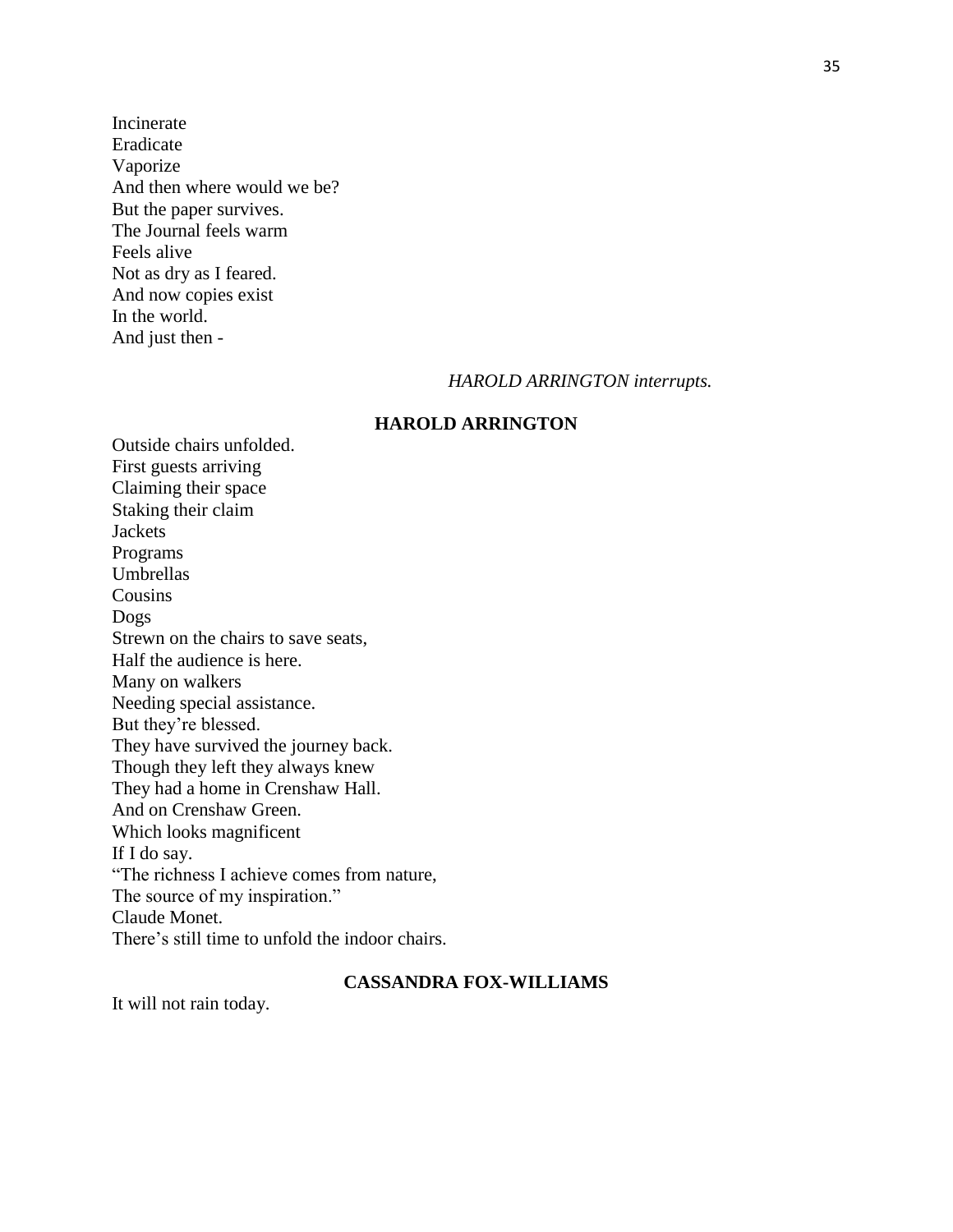Incinerate
Eradicate
Vaporize
And then where would we be?
But the paper survives.
The Journal feels warm
Feels alive
Not as dry as I feared.
And now copies exist
In the world.
And just then -

*HAROLD ARRINGTON interrupts.*

**HAROLD ARRINGTON**

Outside chairs unfolded.
First guests arriving
Claiming their space
Staking their claim
Jackets
Programs
Umbrellas
Cousins
Dogs
Strewn on the chairs to save seats,
Half the audience is here.
Many on walkers
Needing special assistance.
But they're blessed.
They have survived the journey back.
Though they left they always knew
They had a home in Crenshaw Hall.
And on Crenshaw Green.
Which looks magnificent
If I do say.
"The richness I achieve comes from nature,
The source of my inspiration."
Claude Monet.
There's still time to unfold the indoor chairs.

**CASSANDRA FOX-WILLIAMS**

It will not rain today.